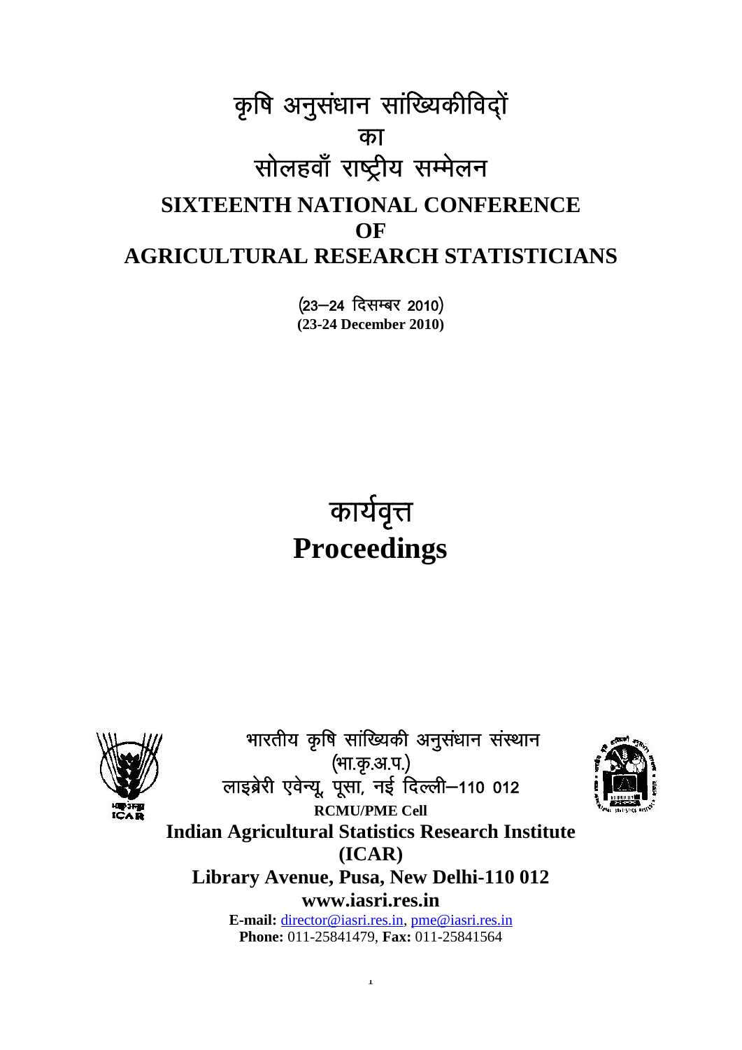# कृषि अनुसंधान सांख्यिकीविदों का सोलहवाँ राष्ट्रीय सम्मेलन

# SIXTEENTH NATIONAL CONFERENCE OF AGRICULTURAL RESEARCH STATISTICIANS

(23–24 दिसम्बर 2010)

**(23-24 December 2010)**

# कार्यवृत्त

# Proceedings

भारतीय कृषि सांख्यिकी अनुसंधान संस्थान
(भा.कृ.अ.प.)
लाइब्रेरी एवेन्यू, पूसा, नई दिल्ली–110 012

**RCMU/PME Cell**

**Indian Agricultural Statistics Research Institute (ICAR)**

**Library Avenue, Pusa, New Delhi-110 012**

**www.iasri.res.in**

**E-mail:** director@iasri.res.in, pme@iasri.res.in

**Phone:** 011-25841479, **Fax:** 011-25841564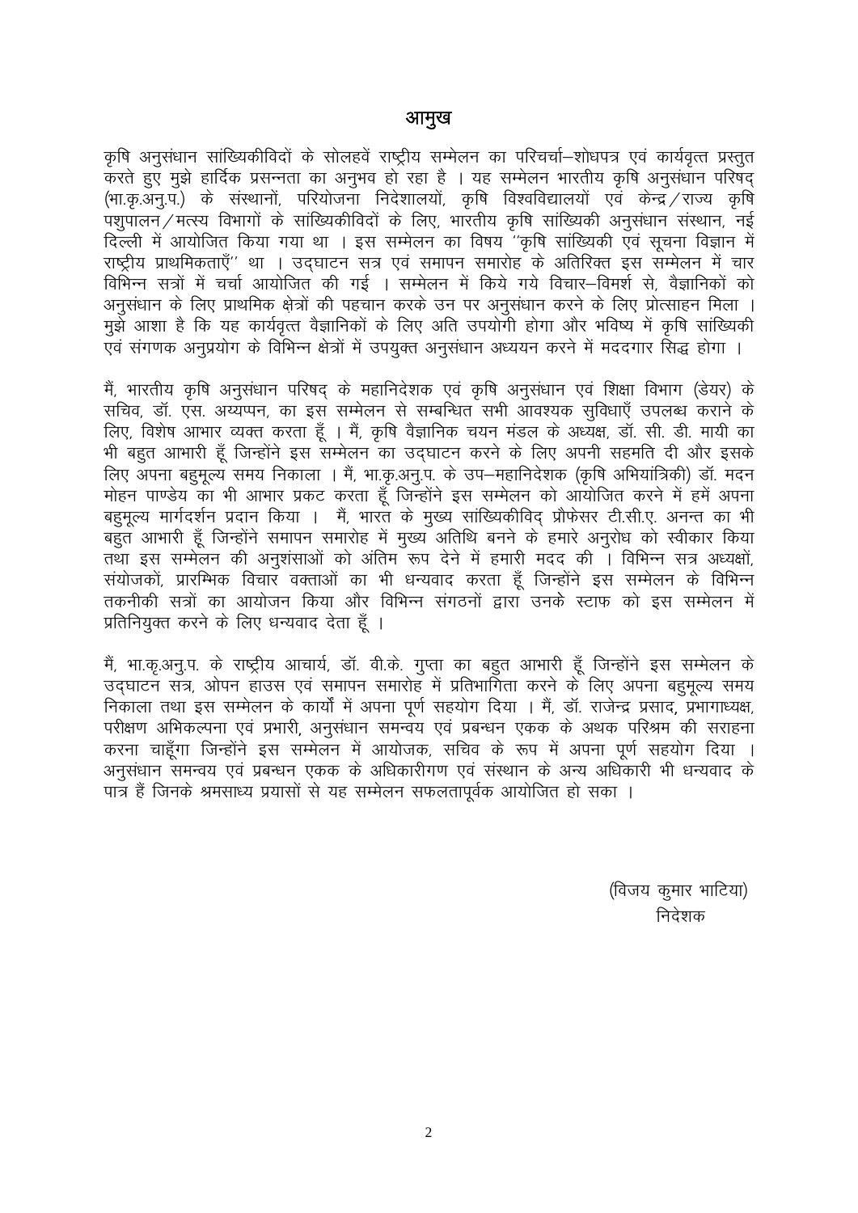# आमुख

कृषि अनुसंधान सांख्यिकीविदों के सोलहवें राष्ट्रीय सम्मेलन का परिचर्चा–शोधपत्र एवं कार्यवृत्त प्रस्तुत करते हुए मुझे हार्दिक प्रसन्नता का अनुभव हो रहा है । यह सम्मेलन भारतीय कृषि अनुसंधान परिषद् (भा.कृ.अनु.प.) के संस्थानों, परियोजना निदेशालयों, कृषि विश्वविद्यालयों एवं केन्द्र/राज्य कृषि पशुपालन/मत्स्य विभागों के सांख्यिकीविदों के लिए, भारतीय कृषि सांख्यिकी अनुसंधान संस्थान, नई दिल्ली में आयोजित किया गया था । इस सम्मेलन का विषय "कृषि सांख्यिकी एवं सूचना विज्ञान में राष्ट्रीय प्राथमिकताएँ" था । उद्‌घाटन सत्र एवं समापन समारोह के अतिरिक्त इस सम्मेलन में चार विभिन्न सत्रों में चर्चा आयोजित की गई । सम्मेलन में किये गये विचार–विमर्श से, वैज्ञानिकों को अनुसंधान के लिए प्राथमिक क्षेत्रों की पहचान करके उन पर अनुसंधान करने के लिए प्रोत्साहन मिला । मुझे आशा है कि यह कार्यवृत्त वैज्ञानिकों के लिए अति उपयोगी होगा और भविष्य में कृषि सांख्यिकी एवं संगणक अनुप्रयोग के विभिन्न क्षेत्रों में उपयुक्त अनुसंधान अध्ययन करने में मददगार सिद्ध होगा ।

मैं, भारतीय कृषि अनुसंधान परिषद् के महानिदेशक एवं कृषि अनुसंधान एवं शिक्षा विभाग (डेयर) के सचिव, डॉ. एस. अय्यप्पन, का इस सम्मेलन से सम्बन्धित सभी आवश्यक सुविधाएँ उपलब्ध कराने के लिए, विशेष आभार व्यक्त करता हूँ । मैं, कृषि वैज्ञानिक चयन मंडल के अध्यक्ष, डॉ. सी. डी. मायी का भी बहुत आभारी हूँ जिन्होंने इस सम्मेलन का उद्‌घाटन करने के लिए अपनी सहमति दी और इसके लिए अपना बहुमूल्य समय निकाला । मैं, भा.कृ.अनु.प. के उप–महानिदेशक (कृषि अभियांत्रिकी) डॉ. मदन मोहन पाण्डेय का भी आभार प्रकट करता हूँ जिन्होंने इस सम्मेलन को आयोजित करने में हमें अपना बहुमूल्य मार्गदर्शन प्रदान किया । मैं, भारत के मुख्य सांख्यिकीविद् प्रौफेसर टी.सी.ए. अनन्त का भी बहुत आभारी हूँ जिन्होंने समापन समारोह में मुख्य अतिथि बनने के हमारे अनुरोध को स्वीकार किया तथा इस सम्मेलन की अनुशंसाओं को अंतिम रूप देने में हमारी मदद की । विभिन्न सत्र अध्यक्षों, संयोजकों, प्रारम्भिक विचार वक्ताओं का भी धन्यवाद करता हूँ जिन्होंने इस सम्मेलन के विभिन्न तकनीकी सत्रों का आयोजन किया और विभिन्न संगठनों द्वारा उनके स्टाफ को इस सम्मेलन में प्रतिनियुक्त करने के लिए धन्यवाद देता हूँ ।

मैं, भा.कृ.अनु.प. के राष्ट्रीय आचार्य, डॉ. वी.के. गुप्ता का बहुत आभारी हूँ जिन्होंने इस सम्मेलन के उद्‌घाटन सत्र, ओपन हाउस एवं समापन समारोह में प्रतिभागिता करने के लिए अपना बहुमूल्य समय निकाला तथा इस सम्मेलन के कार्यों में अपना पूर्ण सहयोग दिया । मैं, डॉ. राजेन्द्र प्रसाद, प्रभागाध्यक्ष, परीक्षण अभिकल्पना एवं प्रभारी, अनुसंधान समन्वय एवं प्रबन्धन एकक के अथक परिश्रम की सराहना करना चाहूँगा जिन्होंने इस सम्मेलन में आयोजक, सचिव के रूप में अपना पूर्ण सहयोग दिया । अनुसंधान समन्वय एवं प्रबन्धन एकक के अधिकारीगण एवं संस्थान के अन्य अधिकारी भी धन्यवाद के पात्र हैं जिनके श्रमसाध्य प्रयासों से यह सम्मेलन सफलतापूर्वक आयोजित हो सका ।

(विजय कुमार भाटिया)
निदेशक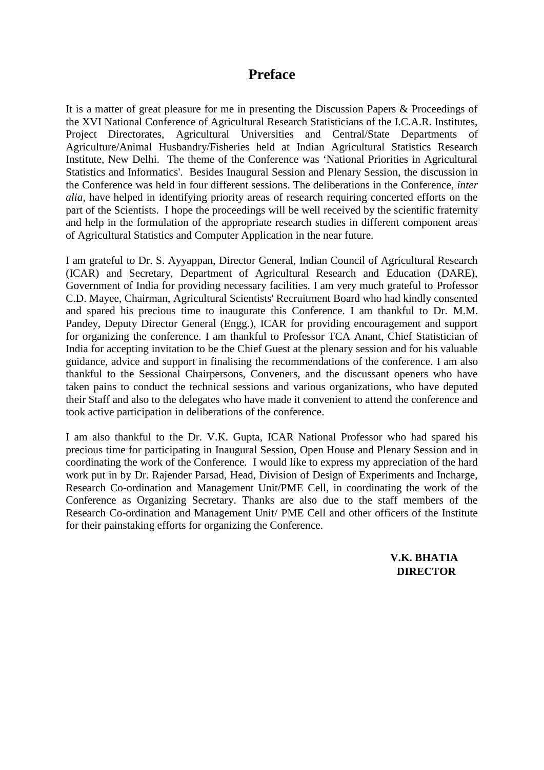# Preface

It is a matter of great pleasure for me in presenting the Discussion Papers & Proceedings of the XVI National Conference of Agricultural Research Statisticians of the I.C.A.R. Institutes, Project Directorates, Agricultural Universities and Central/State Departments of Agriculture/Animal Husbandry/Fisheries held at Indian Agricultural Statistics Research Institute, New Delhi. The theme of the Conference was 'National Priorities in Agricultural Statistics and Informatics'. Besides Inaugural Session and Plenary Session, the discussion in the Conference was held in four different sessions. The deliberations in the Conference, *inter alia,* have helped in identifying priority areas of research requiring concerted efforts on the part of the Scientists. I hope the proceedings will be well received by the scientific fraternity and help in the formulation of the appropriate research studies in different component areas of Agricultural Statistics and Computer Application in the near future.

I am grateful to Dr. S. Ayyappan, Director General, Indian Council of Agricultural Research (ICAR) and Secretary, Department of Agricultural Research and Education (DARE), Government of India for providing necessary facilities. I am very much grateful to Professor C.D. Mayee, Chairman, Agricultural Scientists' Recruitment Board who had kindly consented and spared his precious time to inaugurate this Conference. I am thankful to Dr. M.M. Pandey, Deputy Director General (Engg.), ICAR for providing encouragement and support for organizing the conference. I am thankful to Professor TCA Anant, Chief Statistician of India for accepting invitation to be the Chief Guest at the plenary session and for his valuable guidance, advice and support in finalising the recommendations of the conference. I am also thankful to the Sessional Chairpersons, Conveners, and the discussant openers who have taken pains to conduct the technical sessions and various organizations, who have deputed their Staff and also to the delegates who have made it convenient to attend the conference and took active participation in deliberations of the conference.

I am also thankful to the Dr. V.K. Gupta, ICAR National Professor who had spared his precious time for participating in Inaugural Session, Open House and Plenary Session and in coordinating the work of the Conference. I would like to express my appreciation of the hard work put in by Dr. Rajender Parsad, Head, Division of Design of Experiments and Incharge, Research Co-ordination and Management Unit/PME Cell, in coordinating the work of the Conference as Organizing Secretary. Thanks are also due to the staff members of the Research Co-ordination and Management Unit/ PME Cell and other officers of the Institute for their painstaking efforts for organizing the Conference.

**V.K. BHATIA**
**DIRECTOR**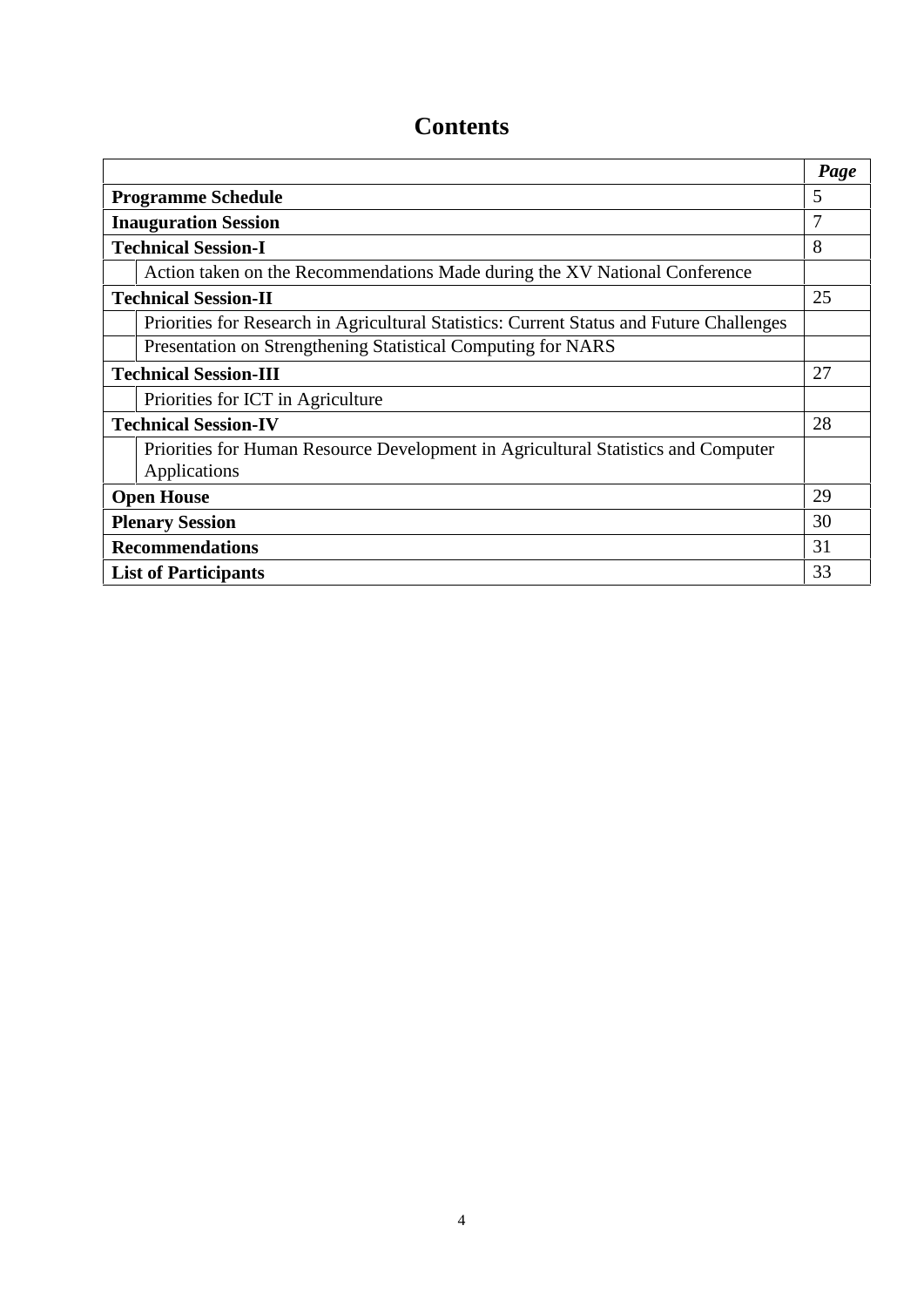# Contents

| | Page |
|---|---|
| **Programme Schedule** | 5 |
| **Inauguration Session** | 7 |
| **Technical Session-I** | 8 |
| Action taken on the Recommendations Made during the XV National Conference | |
| **Technical Session-II** | 25 |
| Priorities for Research in Agricultural Statistics: Current Status and Future Challenges | |
| Presentation on Strengthening Statistical Computing for NARS | |
| **Technical Session-III** | 27 |
| Priorities for ICT in Agriculture | |
| **Technical Session-IV** | 28 |
| Priorities for Human Resource Development in Agricultural Statistics and Computer Applications | |
| **Open House** | 29 |
| **Plenary Session** | 30 |
| **Recommendations** | 31 |
| **List of Participants** | 33 |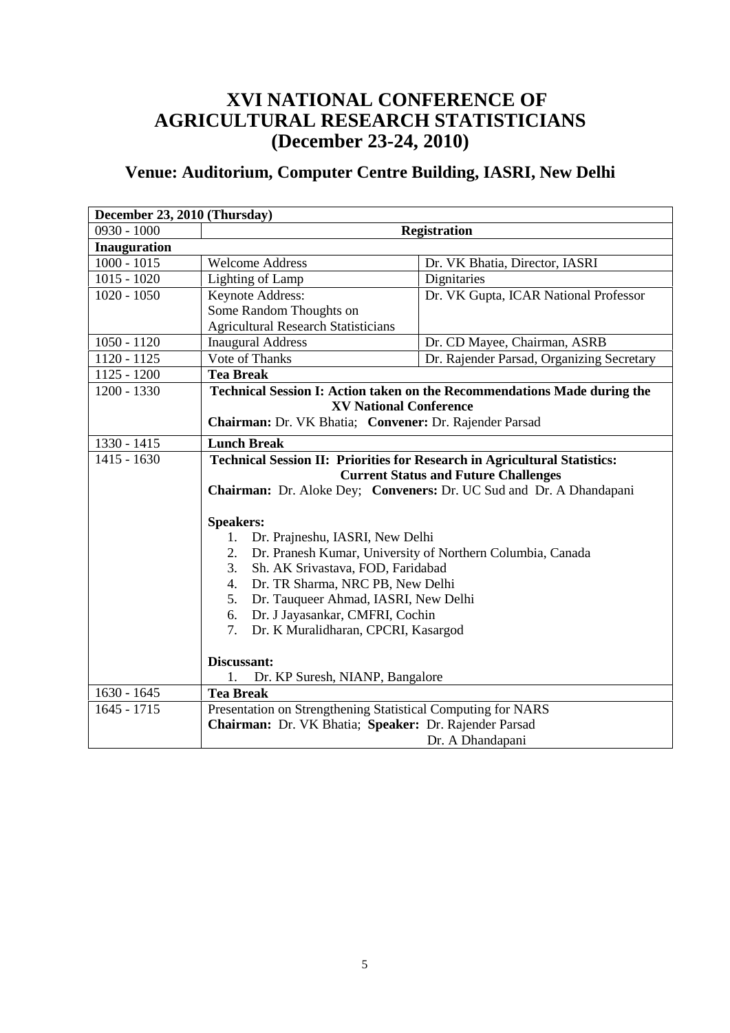# XVI NATIONAL CONFERENCE OF AGRICULTURAL RESEARCH STATISTICIANS (December 23-24, 2010)

## Venue: Auditorium, Computer Centre Building, IASRI, New Delhi

| **December 23, 2010 (Thursday)** | | |
|---|---|---|
| 0930 - 1000 | **Registration** | |
| **Inauguration** | | |
| 1000 - 1015 | Welcome Address | Dr. VK Bhatia, Director, IASRI |
| 1015 - 1020 | Lighting of Lamp | Dignitaries |
| 1020 - 1050 | Keynote Address: Some Random Thoughts on Agricultural Research Statisticians | Dr. VK Gupta, ICAR National Professor |
| 1050 - 1120 | Inaugural Address | Dr. CD Mayee, Chairman, ASRB |
| 1120 - 1125 | Vote of Thanks | Dr. Rajender Parsad, Organizing Secretary |
| 1125 - 1200 | **Tea Break** | |
| 1200 - 1330 | **Technical Session I: Action taken on the Recommendations Made during the XV National Conference**<br>**Chairman:** Dr. VK Bhatia; **Convener:** Dr. Rajender Parsad | |
| 1330 - 1415 | **Lunch Break** | |
| 1415 - 1630 | **Technical Session II: Priorities for Research in Agricultural Statistics: Current Status and Future Challenges**<br>**Chairman:** Dr. Aloke Dey; **Conveners:** Dr. UC Sud and Dr. A Dhandapani<br><br>**Speakers:**<br>1. Dr. Prajneshu, IASRI, New Delhi<br>2. Dr. Pranesh Kumar, University of Northern Columbia, Canada<br>3. Sh. AK Srivastava, FOD, Faridabad<br>4. Dr. TR Sharma, NRC PB, New Delhi<br>5. Dr. Tauqueer Ahmad, IASRI, New Delhi<br>6. Dr. J Jayasankar, CMFRI, Cochin<br>7. Dr. K Muralidharan, CPCRI, Kasargod<br><br>**Discussant:**<br>1. Dr. KP Suresh, NIANP, Bangalore | |
| 1630 - 1645 | **Tea Break** | |
| 1645 - 1715 | Presentation on Strengthening Statistical Computing for NARS<br>**Chairman:** Dr. VK Bhatia; **Speaker:** Dr. Rajender Parsad<br>Dr. A Dhandapani | |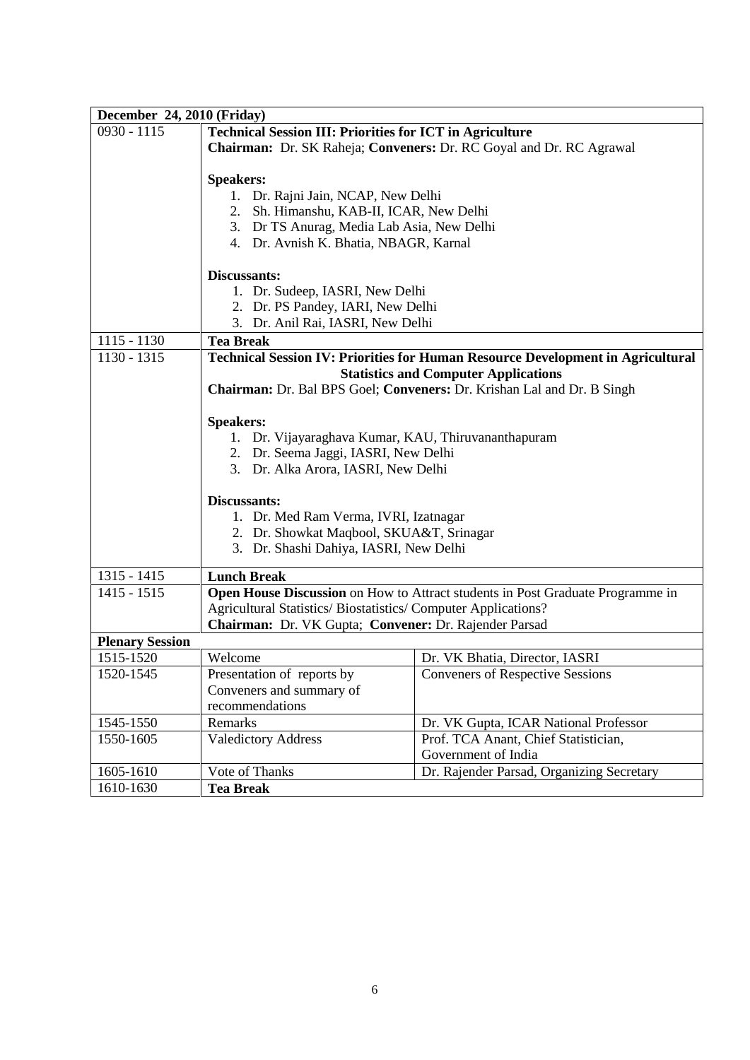| December 24, 2010 (Friday) | | |
|---|---|---|
| 0930 - 1115 | **Technical Session III: Priorities for ICT in Agriculture**<br>**Chairman:** Dr. SK Raheja; **Conveners:** Dr. RC Goyal and Dr. RC Agrawal<br><br>**Speakers:**<br>1. Dr. Rajni Jain, NCAP, New Delhi<br>2. Sh. Himanshu, KAB-II, ICAR, New Delhi<br>3. Dr TS Anurag, Media Lab Asia, New Delhi<br>4. Dr. Avnish K. Bhatia, NBAGR, Karnal<br><br>**Discussants:**<br>1. Dr. Sudeep, IASRI, New Delhi<br>2. Dr. PS Pandey, IARI, New Delhi<br>3. Dr. Anil Rai, IASRI, New Delhi | |
| 1115 - 1130 | **Tea Break** | |
| 1130 - 1315 | **Technical Session IV: Priorities for Human Resource Development in Agricultural Statistics and Computer Applications**<br>**Chairman:** Dr. Bal BPS Goel; **Conveners:** Dr. Krishan Lal and Dr. B Singh<br><br>**Speakers:**<br>1. Dr. Vijayaraghava Kumar, KAU, Thiruvananthapuram<br>2. Dr. Seema Jaggi, IASRI, New Delhi<br>3. Dr. Alka Arora, IASRI, New Delhi<br><br>**Discussants:**<br>1. Dr. Med Ram Verma, IVRI, Izatnagar<br>2. Dr. Showkat Maqbool, SKUA&T, Srinagar<br>3. Dr. Shashi Dahiya, IASRI, New Delhi | |
| 1315 - 1415 | **Lunch Break** | |
| 1415 - 1515 | **Open House Discussion** on How to Attract students in Post Graduate Programme in Agricultural Statistics/ Biostatistics/ Computer Applications?<br>**Chairman:** Dr. VK Gupta; **Convener:** Dr. Rajender Parsad | |
| **Plenary Session** | | |
| 1515-1520 | Welcome | Dr. VK Bhatia, Director, IASRI |
| 1520-1545 | Presentation of reports by Conveners and summary of recommendations | Conveners of Respective Sessions |
| 1545-1550 | Remarks | Dr. VK Gupta, ICAR National Professor |
| 1550-1605 | Valedictory Address | Prof. TCA Anant, Chief Statistician, Government of India |
| 1605-1610 | Vote of Thanks | Dr. Rajender Parsad, Organizing Secretary |
| 1610-1630 | **Tea Break** | |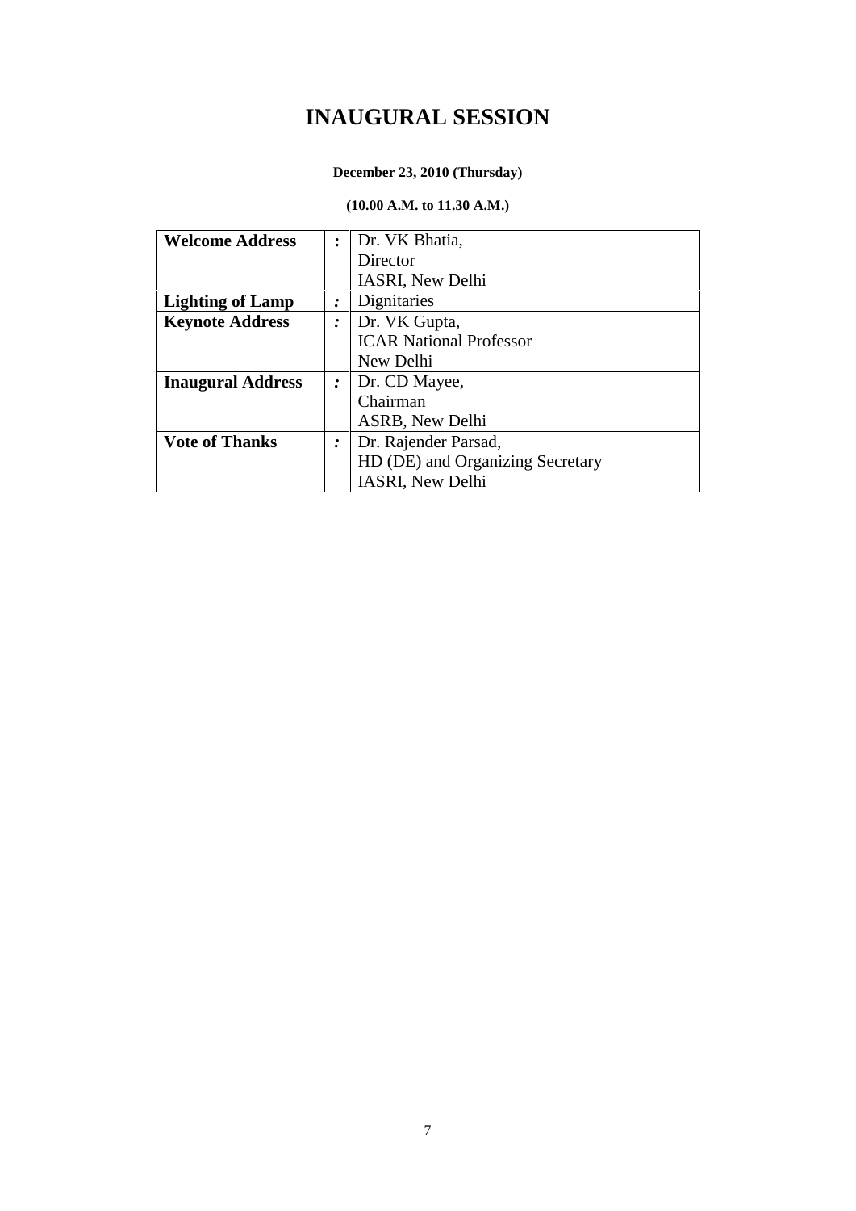# INAUGURAL SESSION

**December 23, 2010 (Thursday)**

**(10.00 A.M. to 11.30 A.M.)**

| | | |
|---|---|---|
| **Welcome Address** | **:** | Dr. VK Bhatia,<br>Director<br>IASRI, New Delhi |
| **Lighting of Lamp** | **:** | Dignitaries |
| **Keynote Address** | **:** | Dr. VK Gupta,<br>ICAR National Professor<br>New Delhi |
| **Inaugural Address** | **:** | Dr. CD Mayee,<br>Chairman<br>ASRB, New Delhi |
| **Vote of Thanks** | **:** | Dr. Rajender Parsad,<br>HD (DE) and Organizing Secretary<br>IASRI, New Delhi |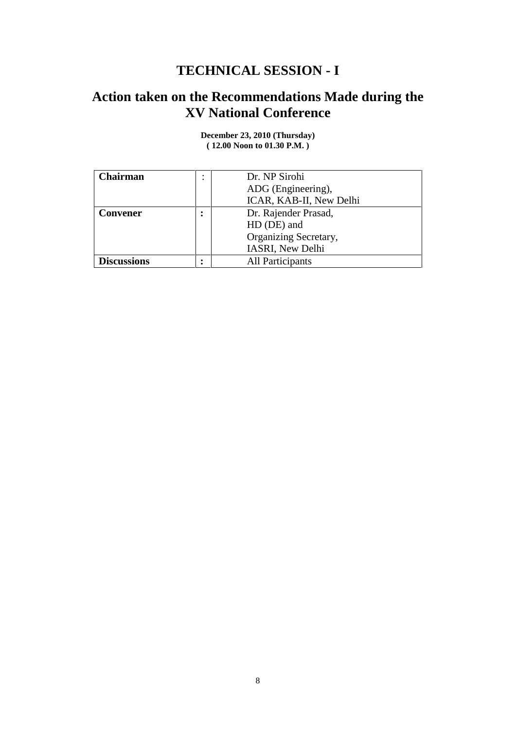# TECHNICAL SESSION - I

# Action taken on the Recommendations Made during the XV National Conference

**December 23, 2010 (Thursday)**
**( 12.00 Noon to 01.30 P.M. )**

| | | |
|---|---|---|
| **Chairman** | : | Dr. NP Sirohi<br>ADG (Engineering),<br>ICAR, KAB-II, New Delhi |
| **Convener** | **:** | Dr. Rajender Prasad,<br>HD (DE) and<br>Organizing Secretary,<br>IASRI, New Delhi |
| **Discussions** | **:** | All Participants |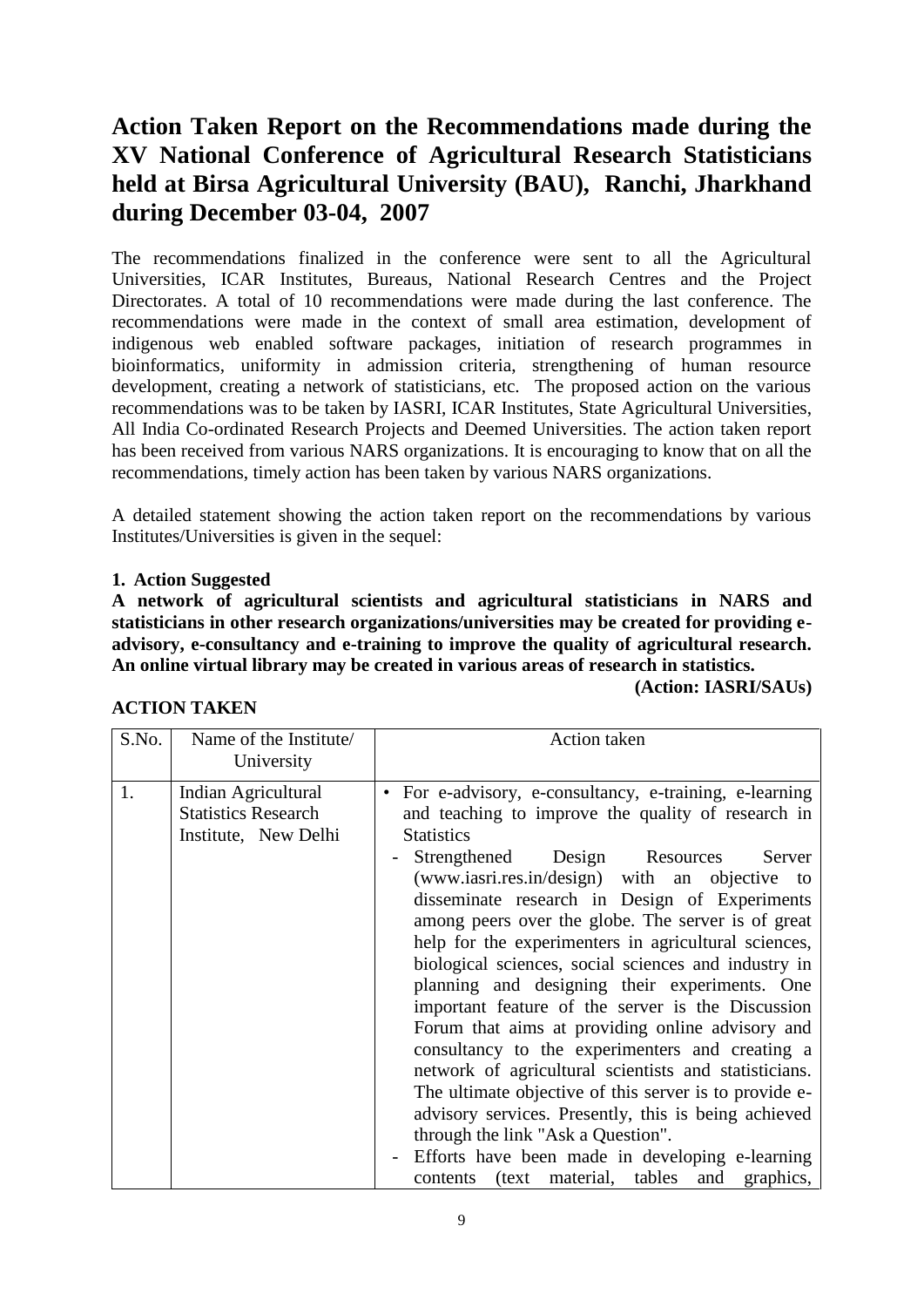# Action Taken Report on the Recommendations made during the XV National Conference of Agricultural Research Statisticians held at Birsa Agricultural University (BAU), Ranchi, Jharkhand during December 03-04, 2007

The recommendations finalized in the conference were sent to all the Agricultural Universities, ICAR Institutes, Bureaus, National Research Centres and the Project Directorates. A total of 10 recommendations were made during the last conference. The recommendations were made in the context of small area estimation, development of indigenous web enabled software packages, initiation of research programmes in bioinformatics, uniformity in admission criteria, strengthening of human resource development, creating a network of statisticians, etc. The proposed action on the various recommendations was to be taken by IASRI, ICAR Institutes, State Agricultural Universities, All India Co-ordinated Research Projects and Deemed Universities. The action taken report has been received from various NARS organizations. It is encouraging to know that on all the recommendations, timely action has been taken by various NARS organizations.

A detailed statement showing the action taken report on the recommendations by various Institutes/Universities is given in the sequel:

**1. Action Suggested**

**A network of agricultural scientists and agricultural statisticians in NARS and statisticians in other research organizations/universities may be created for providing e-advisory, e-consultancy and e-training to improve the quality of agricultural research. An online virtual library may be created in various areas of research in statistics.**

**(Action: IASRI/SAUs)**

**ACTION TAKEN**

| S.No. | Name of the Institute/ University | Action taken |
|---|---|---|
| 1. | Indian Agricultural Statistics Research Institute, New Delhi | • For e-advisory, e-consultancy, e-training, e-learning and teaching to improve the quality of research in Statistics<br>- Strengthened Design Resources Server (www.iasri.res.in/design) with an objective to disseminate research in Design of Experiments among peers over the globe. The server is of great help for the experimenters in agricultural sciences, biological sciences, social sciences and industry in planning and designing their experiments. One important feature of the server is the Discussion Forum that aims at providing online advisory and consultancy to the experimenters and creating a network of agricultural scientists and statisticians. The ultimate objective of this server is to provide e-advisory services. Presently, this is being achieved through the link "Ask a Question".<br>- Efforts have been made in developing e-learning contents (text material, tables and graphics, |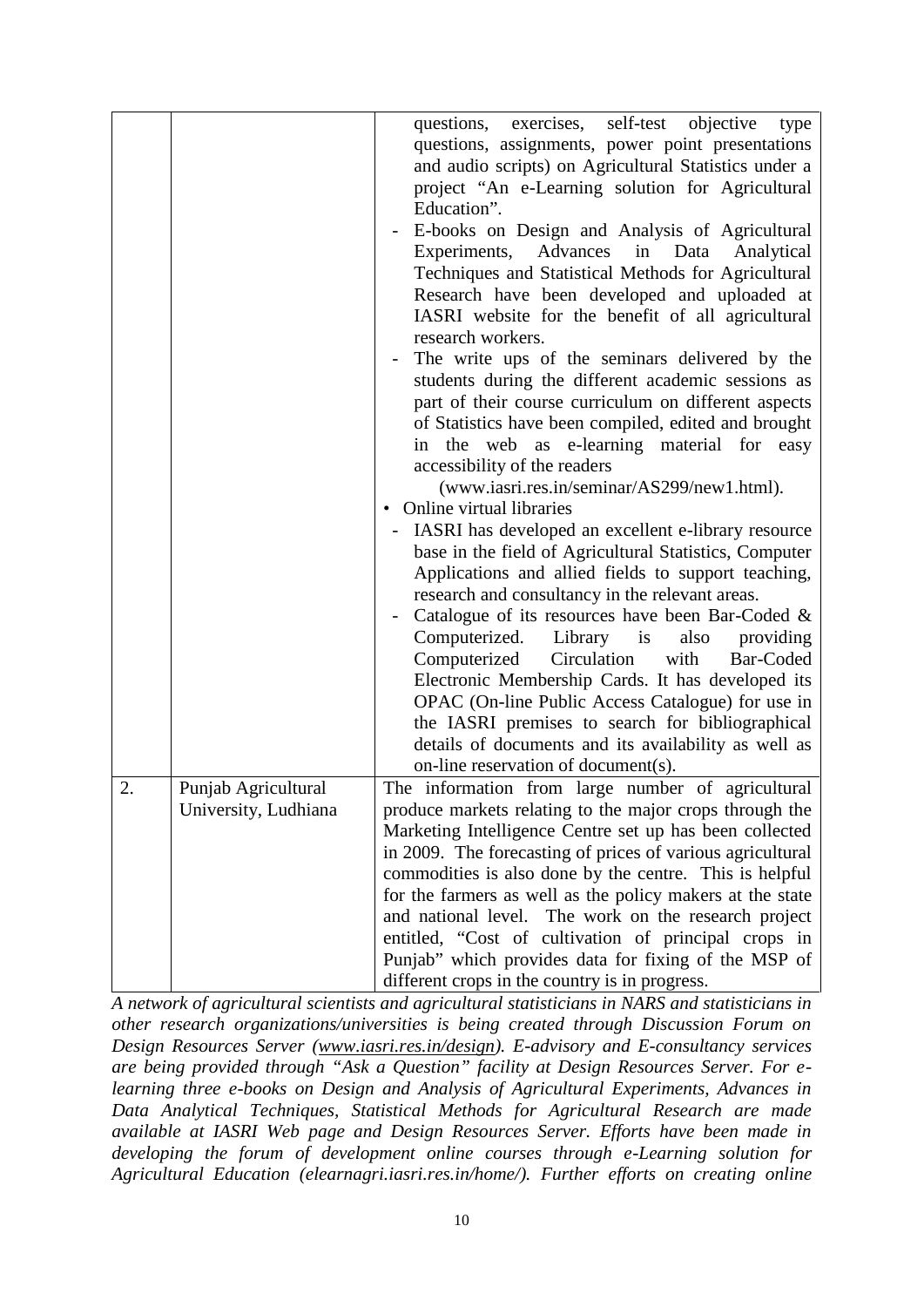| | | |
|---|---|---|
| | | questions, exercises, self-test objective type questions, assignments, power point presentations and audio scripts) on Agricultural Statistics under a project "An e-Learning solution for Agricultural Education".<br>- E-books on Design and Analysis of Agricultural Experiments, Advances in Data Analytical Techniques and Statistical Methods for Agricultural Research have been developed and uploaded at IASRI website for the benefit of all agricultural research workers.<br>- The write ups of the seminars delivered by the students during the different academic sessions as part of their course curriculum on different aspects of Statistics have been compiled, edited and brought in the web as e-learning material for easy accessibility of the readers (www.iasri.res.in/seminar/AS299/new1.html).<br>• Online virtual libraries<br>- IASRI has developed an excellent e-library resource base in the field of Agricultural Statistics, Computer Applications and allied fields to support teaching, research and consultancy in the relevant areas.<br>- Catalogue of its resources have been Bar-Coded & Computerized. Library is also providing Computerized Circulation with Bar-Coded Electronic Membership Cards. It has developed its OPAC (On-line Public Access Catalogue) for use in the IASRI premises to search for bibliographical details of documents and its availability as well as on-line reservation of document(s). |
| 2. | Punjab Agricultural University, Ludhiana | The information from large number of agricultural produce markets relating to the major crops through the Marketing Intelligence Centre set up has been collected in 2009. The forecasting of prices of various agricultural commodities is also done by the centre. This is helpful for the farmers as well as the policy makers at the state and national level. The work on the research project entitled, "Cost of cultivation of principal crops in Punjab" which provides data for fixing of the MSP of different crops in the country is in progress. |

*A network of agricultural scientists and agricultural statisticians in NARS and statisticians in other research organizations/universities is being created through Discussion Forum on Design Resources Server (www.iasri.res.in/design). E-advisory and E-consultancy services are being provided through "Ask a Question" facility at Design Resources Server. For e-learning three e-books on Design and Analysis of Agricultural Experiments, Advances in Data Analytical Techniques, Statistical Methods for Agricultural Research are made available at IASRI Web page and Design Resources Server. Efforts have been made in developing the forum of development online courses through e-Learning solution for Agricultural Education (elearnagri.iasri.res.in/home/). Further efforts on creating online*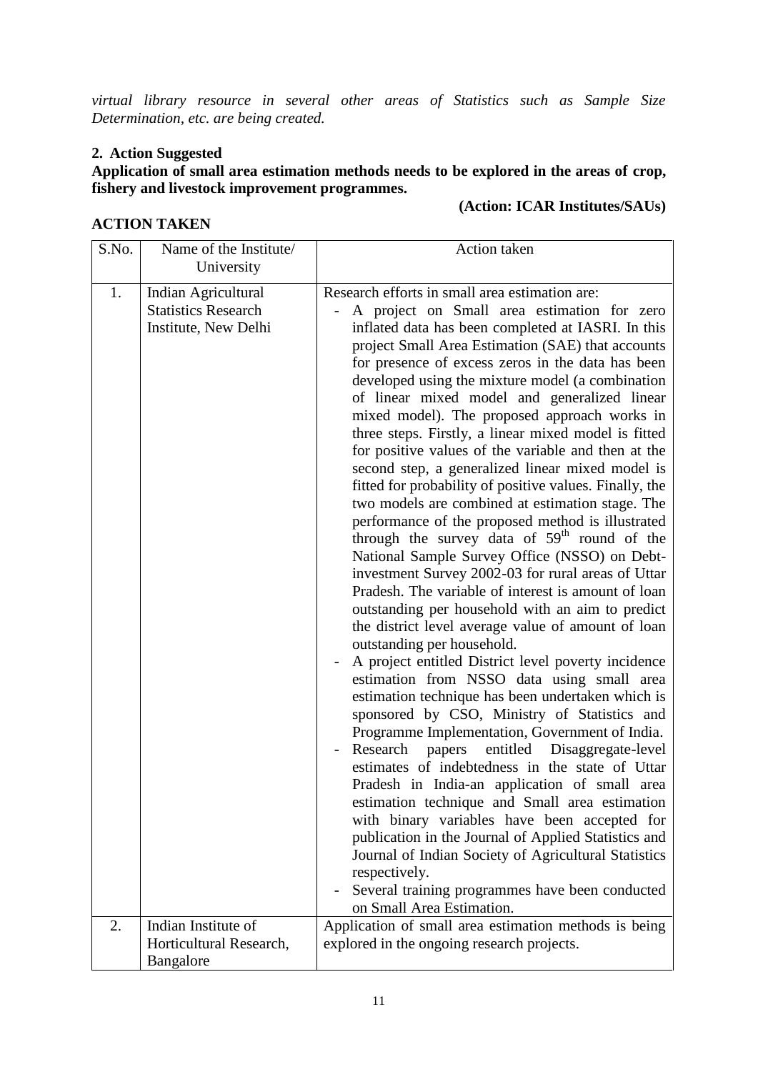*virtual library resource in several other areas of Statistics such as Sample Size Determination, etc. are being created.*

**2. Action Suggested**

**Application of small area estimation methods needs to be explored in the areas of crop, fishery and livestock improvement programmes.**

**(Action: ICAR Institutes/SAUs)**

**ACTION TAKEN**

| S.No. | Name of the Institute/ University | Action taken |
|---|---|---|
| 1. | Indian Agricultural Statistics Research Institute, New Delhi | Research efforts in small area estimation are:<br>- A project on Small area estimation for zero inflated data has been completed at IASRI. In this project Small Area Estimation (SAE) that accounts for presence of excess zeros in the data has been developed using the mixture model (a combination of linear mixed model and generalized linear mixed model). The proposed approach works in three steps. Firstly, a linear mixed model is fitted for positive values of the variable and then at the second step, a generalized linear mixed model is fitted for probability of positive values. Finally, the two models are combined at estimation stage. The performance of the proposed method is illustrated through the survey data of 59th round of the National Sample Survey Office (NSSO) on Debt-investment Survey 2002-03 for rural areas of Uttar Pradesh. The variable of interest is amount of loan outstanding per household with an aim to predict the district level average value of amount of loan outstanding per household.<br>- A project entitled District level poverty incidence estimation from NSSO data using small area estimation technique has been undertaken which is sponsored by CSO, Ministry of Statistics and Programme Implementation, Government of India.<br>- Research papers entitled Disaggregate-level estimates of indebtedness in the state of Uttar Pradesh in India-an application of small area estimation technique and Small area estimation with binary variables have been accepted for publication in the Journal of Applied Statistics and Journal of Indian Society of Agricultural Statistics respectively.<br>- Several training programmes have been conducted on Small Area Estimation. |
| 2. | Indian Institute of Horticultural Research, Bangalore | Application of small area estimation methods is being explored in the ongoing research projects. |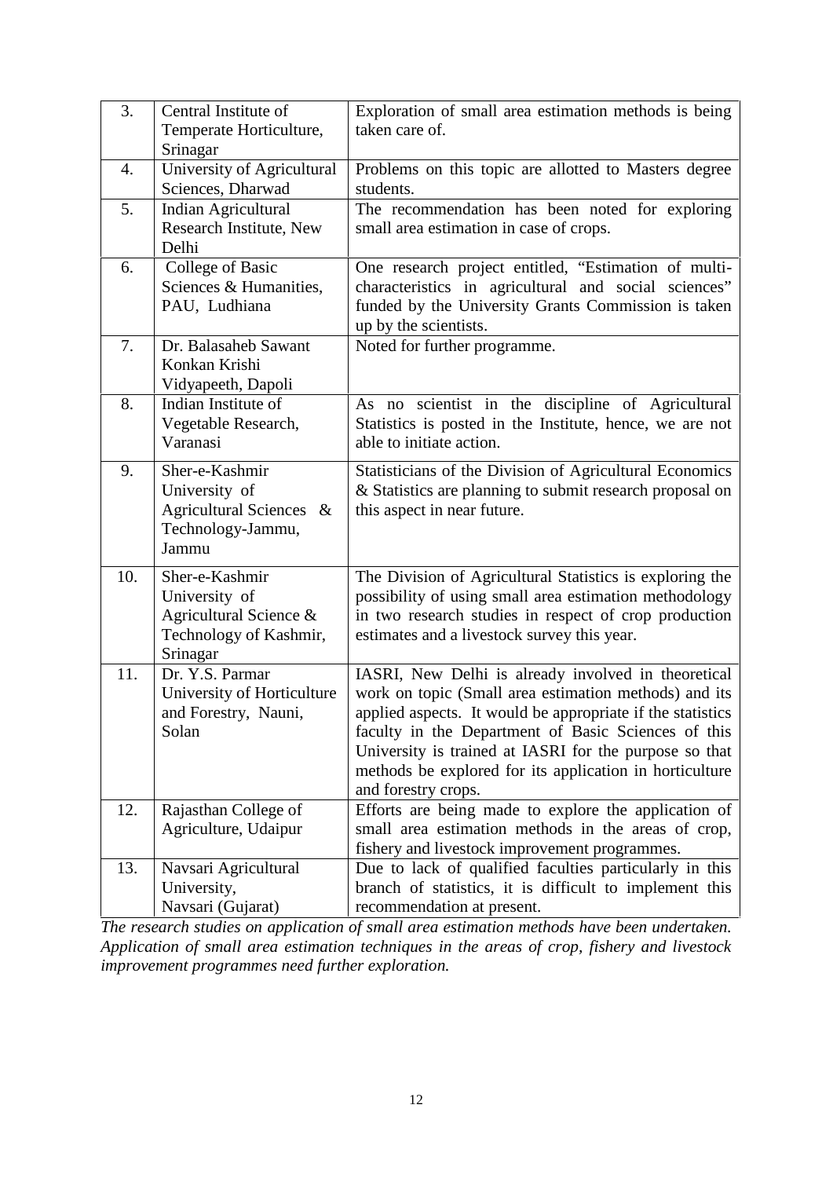| | | |
|---|---|---|
| 3. | Central Institute of Temperate Horticulture, Srinagar | Exploration of small area estimation methods is being taken care of. |
| 4. | University of Agricultural Sciences, Dharwad | Problems on this topic are allotted to Masters degree students. |
| 5. | Indian Agricultural Research Institute, New Delhi | The recommendation has been noted for exploring small area estimation in case of crops. |
| 6. | College of Basic Sciences & Humanities, PAU, Ludhiana | One research project entitled, "Estimation of multi-characteristics in agricultural and social sciences" funded by the University Grants Commission is taken up by the scientists. |
| 7. | Dr. Balasaheb Sawant Konkan Krishi Vidyapeeth, Dapoli | Noted for further programme. |
| 8. | Indian Institute of Vegetable Research, Varanasi | As no scientist in the discipline of Agricultural Statistics is posted in the Institute, hence, we are not able to initiate action. |
| 9. | Sher-e-Kashmir University of Agricultural Sciences & Technology-Jammu, Jammu | Statisticians of the Division of Agricultural Economics & Statistics are planning to submit research proposal on this aspect in near future. |
| 10. | Sher-e-Kashmir University of Agricultural Science & Technology of Kashmir, Srinagar | The Division of Agricultural Statistics is exploring the possibility of using small area estimation methodology in two research studies in respect of crop production estimates and a livestock survey this year. |
| 11. | Dr. Y.S. Parmar University of Horticulture and Forestry, Nauni, Solan | IASRI, New Delhi is already involved in theoretical work on topic (Small area estimation methods) and its applied aspects. It would be appropriate if the statistics faculty in the Department of Basic Sciences of this University is trained at IASRI for the purpose so that methods be explored for its application in horticulture and forestry crops. |
| 12. | Rajasthan College of Agriculture, Udaipur | Efforts are being made to explore the application of small area estimation methods in the areas of crop, fishery and livestock improvement programmes. |
| 13. | Navsari Agricultural University, Navsari (Gujarat) | Due to lack of qualified faculties particularly in this branch of statistics, it is difficult to implement this recommendation at present. |

*The research studies on application of small area estimation methods have been undertaken. Application of small area estimation techniques in the areas of crop, fishery and livestock improvement programmes need further exploration.*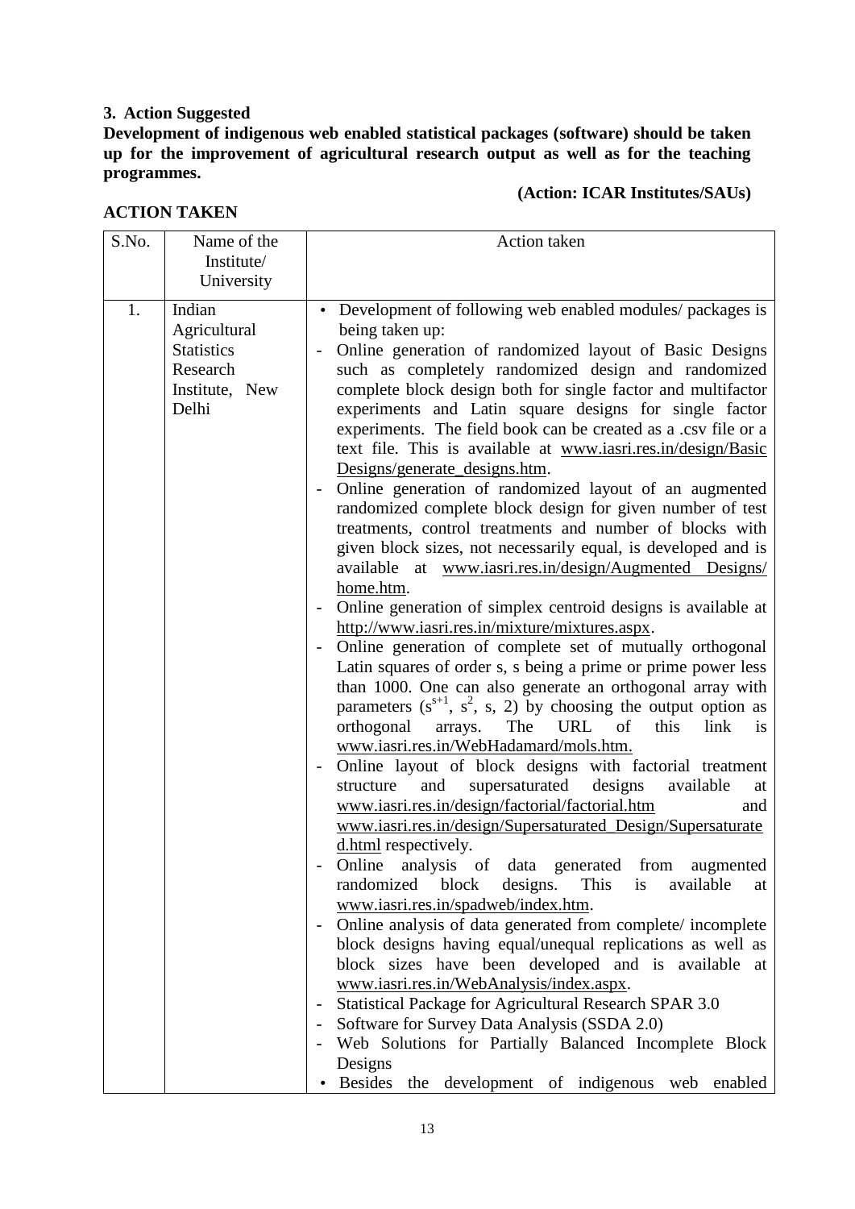**3. Action Suggested**

**Development of indigenous web enabled statistical packages (software) should be taken up for the improvement of agricultural research output as well as for the teaching programmes.**

**(Action: ICAR Institutes/SAUs)**

**ACTION TAKEN**

| S.No. | Name of the Institute/ University | Action taken |
|---|---|---|
| 1. | Indian Agricultural Statistics Research Institute, New Delhi | • Development of following web enabled modules/ packages is being taken up:<br>- Online generation of randomized layout of Basic Designs such as completely randomized design and randomized complete block design both for single factor and multifactor experiments and Latin square designs for single factor experiments. The field book can be created as a .csv file or a text file. This is available at www.iasri.res.in/design/Basic Designs/generate_designs.htm.<br>- Online generation of randomized layout of an augmented randomized complete block design for given number of test treatments, control treatments and number of blocks with given block sizes, not necessarily equal, is developed and is available at www.iasri.res.in/design/Augmented Designs/ home.htm.<br>- Online generation of simplex centroid designs is available at http://www.iasri.res.in/mixture/mixtures.aspx.<br>- Online generation of complete set of mutually orthogonal Latin squares of order s, s being a prime or prime power less than 1000. One can also generate an orthogonal array with parameters $(s^{s+1}, s^2, s, 2)$ by choosing the output option as orthogonal arrays. The URL of this link is www.iasri.res.in/WebHadamard/mols.htm.<br>- Online layout of block designs with factorial treatment structure and supersaturated designs available at www.iasri.res.in/design/factorial/factorial.htm and www.iasri.res.in/design/Supersaturated_Design/Supersaturated.html respectively.<br>- Online analysis of data generated from augmented randomized block designs. This is available at www.iasri.res.in/spadweb/index.htm.<br>- Online analysis of data generated from complete/ incomplete block designs having equal/unequal replications as well as block sizes have been developed and is available at www.iasri.res.in/WebAnalysis/index.aspx.<br>- Statistical Package for Agricultural Research SPAR 3.0<br>- Software for Survey Data Analysis (SSDA 2.0)<br>- Web Solutions for Partially Balanced Incomplete Block Designs<br>• Besides the development of indigenous web enabled |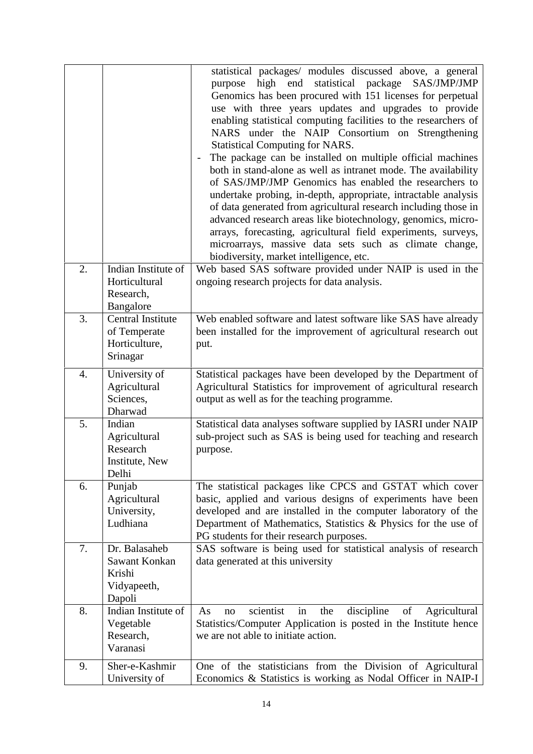| | | |
|---|---|---|
| | | statistical packages/ modules discussed above, a general purpose high end statistical package SAS/JMP/JMP Genomics has been procured with 151 licenses for perpetual use with three years updates and upgrades to provide enabling statistical computing facilities to the researchers of NARS under the NAIP Consortium on Strengthening Statistical Computing for NARS.<br>- The package can be installed on multiple official machines both in stand-alone as well as intranet mode. The availability of SAS/JMP/JMP Genomics has enabled the researchers to undertake probing, in-depth, appropriate, intractable analysis of data generated from agricultural research including those in advanced research areas like biotechnology, genomics, micro-arrays, forecasting, agricultural field experiments, surveys, microarrays, massive data sets such as climate change, biodiversity, market intelligence, etc. |
| 2. | Indian Institute of Horticultural Research, Bangalore | Web based SAS software provided under NAIP is used in the ongoing research projects for data analysis. |
| 3. | Central Institute of Temperate Horticulture, Srinagar | Web enabled software and latest software like SAS have already been installed for the improvement of agricultural research out put. |
| 4. | University of Agricultural Sciences, Dharwad | Statistical packages have been developed by the Department of Agricultural Statistics for improvement of agricultural research output as well as for the teaching programme. |
| 5. | Indian Agricultural Research Institute, New Delhi | Statistical data analyses software supplied by IASRI under NAIP sub-project such as SAS is being used for teaching and research purpose. |
| 6. | Punjab Agricultural University, Ludhiana | The statistical packages like CPCS and GSTAT which cover basic, applied and various designs of experiments have been developed and are installed in the computer laboratory of the Department of Mathematics, Statistics & Physics for the use of PG students for their research purposes. |
| 7. | Dr. Balasaheb Sawant Konkan Krishi Vidyapeeth, Dapoli | SAS software is being used for statistical analysis of research data generated at this university |
| 8. | Indian Institute of Vegetable Research, Varanasi | As no scientist in the discipline of Agricultural Statistics/Computer Application is posted in the Institute hence we are not able to initiate action. |
| 9. | Sher-e-Kashmir University of | One of the statisticians from the Division of Agricultural Economics & Statistics is working as Nodal Officer in NAIP-I |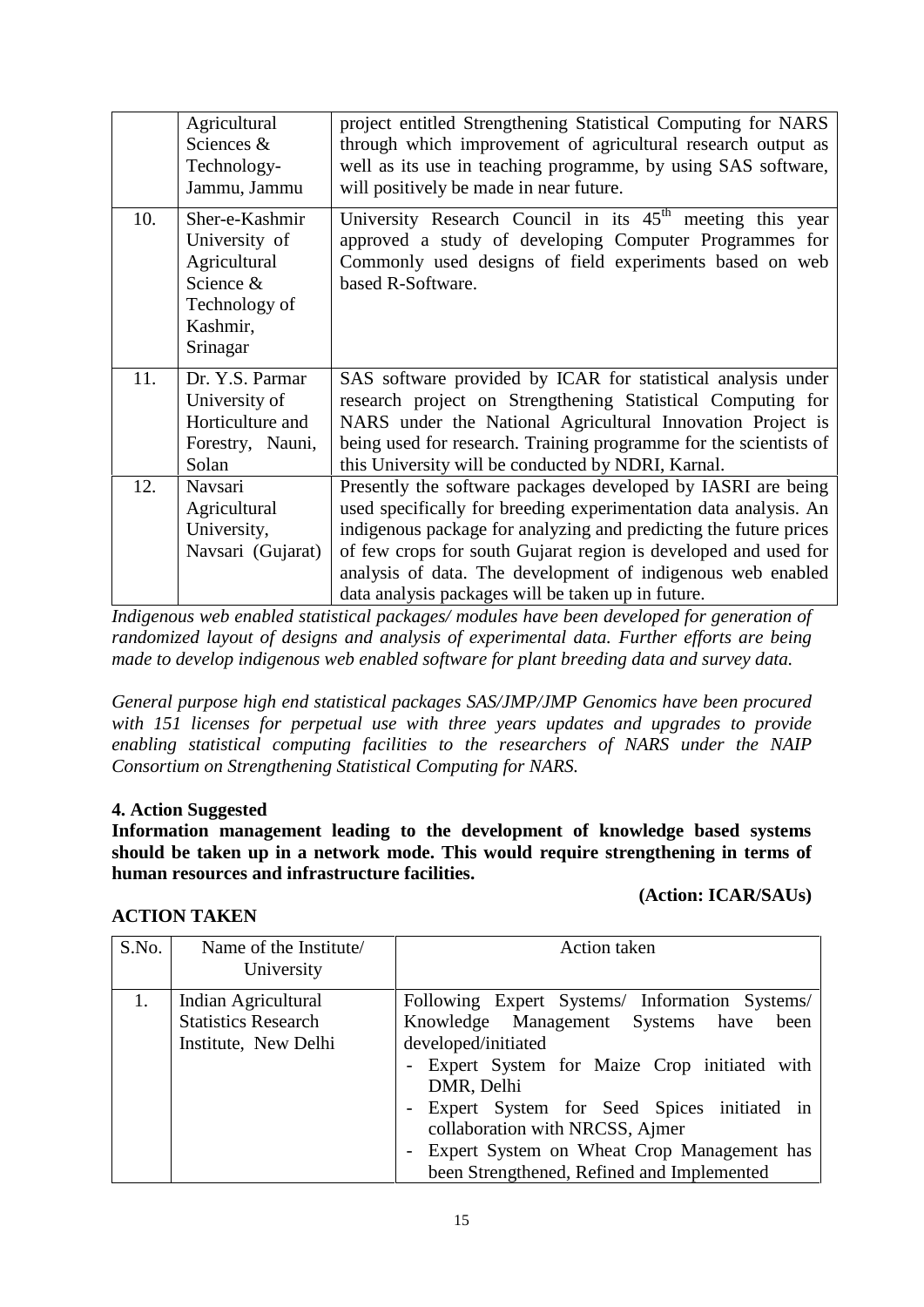| | | |
|---|---|---|
| | Agricultural Sciences & Technology-Jammu, Jammu | project entitled Strengthening Statistical Computing for NARS through which improvement of agricultural research output as well as its use in teaching programme, by using SAS software, will positively be made in near future. |
| 10. | Sher-e-Kashmir University of Agricultural Science & Technology of Kashmir, Srinagar | University Research Council in its 45th meeting this year approved a study of developing Computer Programmes for Commonly used designs of field experiments based on web based R-Software. |
| 11. | Dr. Y.S. Parmar University of Horticulture and Forestry, Nauni, Solan | SAS software provided by ICAR for statistical analysis under research project on Strengthening Statistical Computing for NARS under the National Agricultural Innovation Project is being used for research. Training programme for the scientists of this University will be conducted by NDRI, Karnal. |
| 12. | Navsari Agricultural University, Navsari (Gujarat) | Presently the software packages developed by IASRI are being used specifically for breeding experimentation data analysis. An indigenous package for analyzing and predicting the future prices of few crops for south Gujarat region is developed and used for analysis of data. The development of indigenous web enabled data analysis packages will be taken up in future. |

*Indigenous web enabled statistical packages/ modules have been developed for generation of randomized layout of designs and analysis of experimental data. Further efforts are being made to develop indigenous web enabled software for plant breeding data and survey data.*

*General purpose high end statistical packages SAS/JMP/JMP Genomics have been procured with 151 licenses for perpetual use with three years updates and upgrades to provide enabling statistical computing facilities to the researchers of NARS under the NAIP Consortium on Strengthening Statistical Computing for NARS.*

**4. Action Suggested**

**Information management leading to the development of knowledge based systems should be taken up in a network mode. This would require strengthening in terms of human resources and infrastructure facilities.**

**(Action: ICAR/SAUs)**

**ACTION TAKEN**

| S.No. | Name of the Institute/ University | Action taken |
|---|---|---|
| 1. | Indian Agricultural Statistics Research Institute, New Delhi | Following Expert Systems/ Information Systems/ Knowledge Management Systems have been developed/initiated<br>- Expert System for Maize Crop initiated with DMR, Delhi<br>- Expert System for Seed Spices initiated in collaboration with NRCSS, Ajmer<br>- Expert System on Wheat Crop Management has been Strengthened, Refined and Implemented |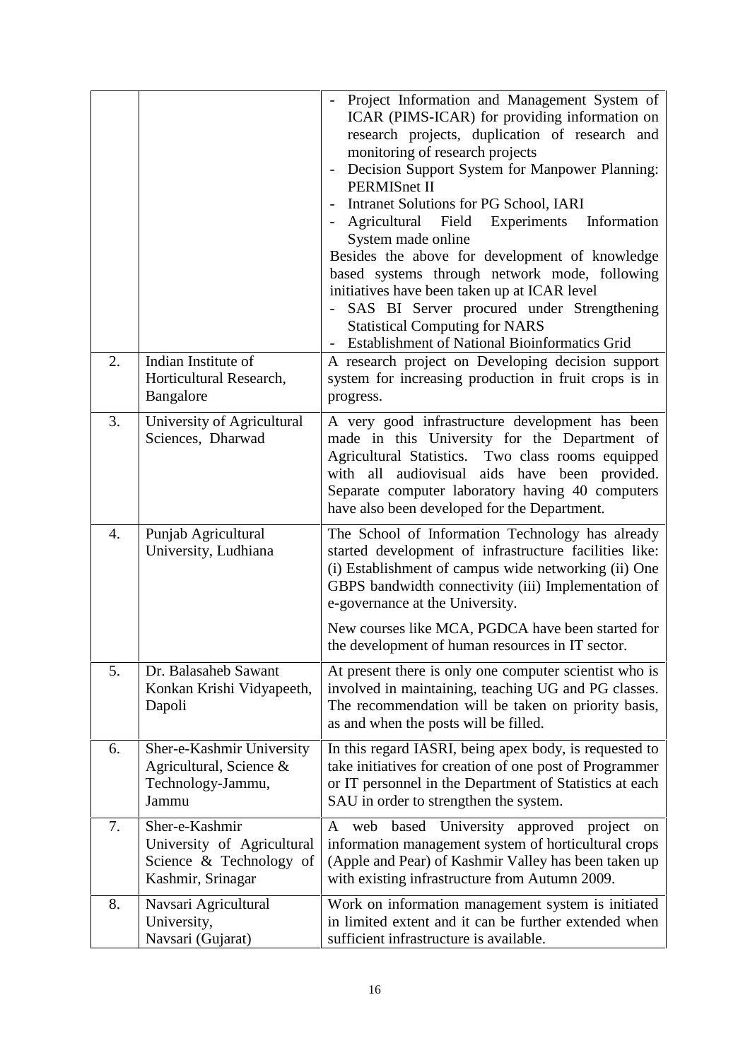| | | |
|---|---|---|
| | | - Project Information and Management System of ICAR (PIMS-ICAR) for providing information on research projects, duplication of research and monitoring of research projects<br>- Decision Support System for Manpower Planning: PERMISnet II<br>- Intranet Solutions for PG School, IARI<br>- Agricultural Field Experiments Information System made online<br>Besides the above for development of knowledge based systems through network mode, following initiatives have been taken up at ICAR level<br>- SAS BI Server procured under Strengthening Statistical Computing for NARS<br>- Establishment of National Bioinformatics Grid |
| 2. | Indian Institute of Horticultural Research, Bangalore | A research project on Developing decision support system for increasing production in fruit crops is in progress. |
| 3. | University of Agricultural Sciences, Dharwad | A very good infrastructure development has been made in this University for the Department of Agricultural Statistics. Two class rooms equipped with all audiovisual aids have been provided. Separate computer laboratory having 40 computers have also been developed for the Department. |
| 4. | Punjab Agricultural University, Ludhiana | The School of Information Technology has already started development of infrastructure facilities like: (i) Establishment of campus wide networking (ii) One GBPS bandwidth connectivity (iii) Implementation of e-governance at the University.<br><br>New courses like MCA, PGDCA have been started for the development of human resources in IT sector. |
| 5. | Dr. Balasaheb Sawant Konkan Krishi Vidyapeeth, Dapoli | At present there is only one computer scientist who is involved in maintaining, teaching UG and PG classes. The recommendation will be taken on priority basis, as and when the posts will be filled. |
| 6. | Sher-e-Kashmir University Agricultural, Science & Technology-Jammu, Jammu | In this regard IASRI, being apex body, is requested to take initiatives for creation of one post of Programmer or IT personnel in the Department of Statistics at each SAU in order to strengthen the system. |
| 7. | Sher-e-Kashmir University of Agricultural Science & Technology of Kashmir, Srinagar | A web based University approved project on information management system of horticultural crops (Apple and Pear) of Kashmir Valley has been taken up with existing infrastructure from Autumn 2009. |
| 8. | Navsari Agricultural University, Navsari (Gujarat) | Work on information management system is initiated in limited extent and it can be further extended when sufficient infrastructure is available. |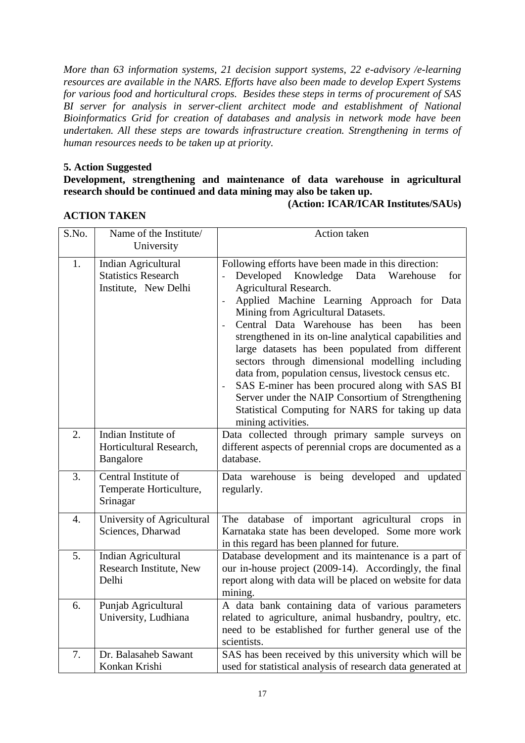*More than 63 information systems, 21 decision support systems, 22 e-advisory /e-learning resources are available in the NARS. Efforts have also been made to develop Expert Systems for various food and horticultural crops. Besides these steps in terms of procurement of SAS BI server for analysis in server-client architect mode and establishment of National Bioinformatics Grid for creation of databases and analysis in network mode have been undertaken. All these steps are towards infrastructure creation. Strengthening in terms of human resources needs to be taken up at priority.*

**5. Action Suggested**

**Development, strengthening and maintenance of data warehouse in agricultural research should be continued and data mining may also be taken up.**

**(Action: ICAR/ICAR Institutes/SAUs)**

**ACTION TAKEN**

| S.No. | Name of the Institute/ University | Action taken |
|---|---|---|
| 1. | Indian Agricultural Statistics Research Institute, New Delhi | Following efforts have been made in this direction:<br>- Developed Knowledge Data Warehouse for Agricultural Research.<br>- Applied Machine Learning Approach for Data Mining from Agricultural Datasets.<br>- Central Data Warehouse has been has been strengthened in its on-line analytical capabilities and large datasets has been populated from different sectors through dimensional modelling including data from, population census, livestock census etc.<br>- SAS E-miner has been procured along with SAS BI Server under the NAIP Consortium of Strengthening Statistical Computing for NARS for taking up data mining activities. |
| 2. | Indian Institute of Horticultural Research, Bangalore | Data collected through primary sample surveys on different aspects of perennial crops are documented as a database. |
| 3. | Central Institute of Temperate Horticulture, Srinagar | Data warehouse is being developed and updated regularly. |
| 4. | University of Agricultural Sciences, Dharwad | The database of important agricultural crops in Karnataka state has been developed. Some more work in this regard has been planned for future. |
| 5. | Indian Agricultural Research Institute, New Delhi | Database development and its maintenance is a part of our in-house project (2009-14). Accordingly, the final report along with data will be placed on website for data mining. |
| 6. | Punjab Agricultural University, Ludhiana | A data bank containing data of various parameters related to agriculture, animal husbandry, poultry, etc. need to be established for further general use of the scientists. |
| 7. | Dr. Balasaheb Sawant Konkan Krishi | SAS has been received by this university which will be used for statistical analysis of research data generated at |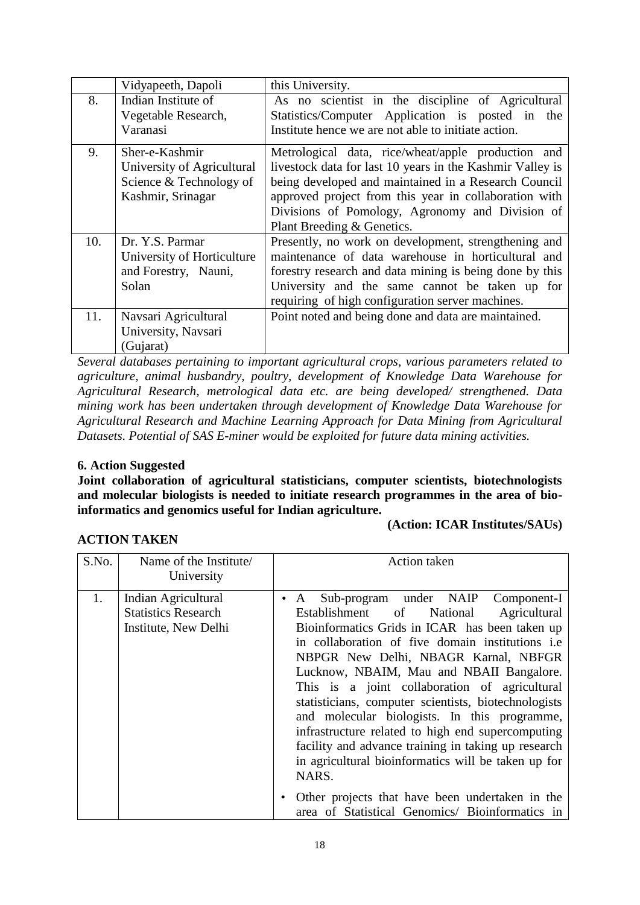|  | Vidyapeeth, Dapoli | this University. |
|---|---|---|
| 8. | Indian Institute of Vegetable Research, Varanasi | As no scientist in the discipline of Agricultural Statistics/Computer Application is posted in the Institute hence we are not able to initiate action. |
| 9. | Sher-e-Kashmir University of Agricultural Science & Technology of Kashmir, Srinagar | Metrological data, rice/wheat/apple production and livestock data for last 10 years in the Kashmir Valley is being developed and maintained in a Research Council approved project from this year in collaboration with Divisions of Pomology, Agronomy and Division of Plant Breeding & Genetics. |
| 10. | Dr. Y.S. Parmar University of Horticulture and Forestry, Nauni, Solan | Presently, no work on development, strengthening and maintenance of data warehouse in horticultural and forestry research and data mining is being done by this University and the same cannot be taken up for requiring of high configuration server machines. |
| 11. | Navsari Agricultural University, Navsari (Gujarat) | Point noted and being done and data are maintained. |

*Several databases pertaining to important agricultural crops, various parameters related to agriculture, animal husbandry, poultry, development of Knowledge Data Warehouse for Agricultural Research, metrological data etc. are being developed/ strengthened. Data mining work has been undertaken through development of Knowledge Data Warehouse for Agricultural Research and Machine Learning Approach for Data Mining from Agricultural Datasets. Potential of SAS E-miner would be exploited for future data mining activities.*

**6. Action Suggested**

**Joint collaboration of agricultural statisticians, computer scientists, biotechnologists and molecular biologists is needed to initiate research programmes in the area of bio-informatics and genomics useful for Indian agriculture.**

**(Action: ICAR Institutes/SAUs)**

**ACTION TAKEN**

| S.No. | Name of the Institute/ University | Action taken |
|---|---|---|
| 1. | Indian Agricultural Statistics Research Institute, New Delhi | • A Sub-program under NAIP Component-I Establishment of National Agricultural Bioinformatics Grids in ICAR has been taken up in collaboration of five domain institutions i.e NBPGR New Delhi, NBAGR Karnal, NBFGR Lucknow, NBAIM, Mau and NBAII Bangalore. This is a joint collaboration of agricultural statisticians, computer scientists, biotechnologists and molecular biologists. In this programme, infrastructure related to high end supercomputing facility and advance training in taking up research in agricultural bioinformatics will be taken up for NARS. • Other projects that have been undertaken in the area of Statistical Genomics/ Bioinformatics in |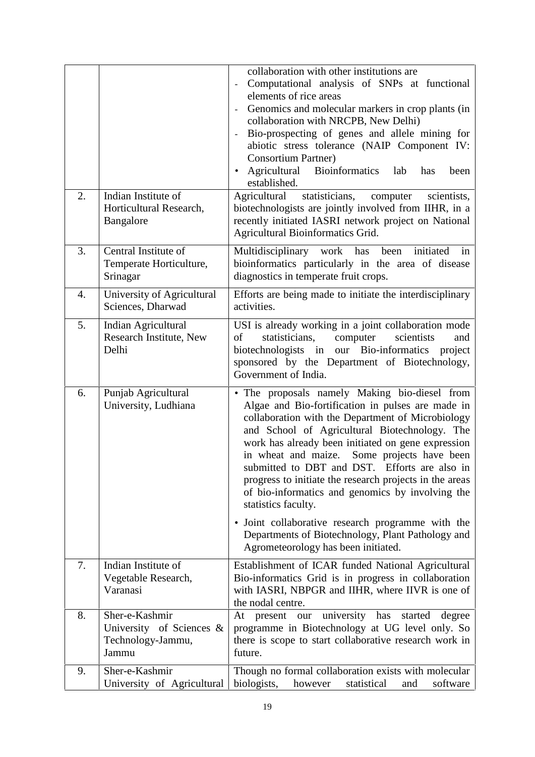| | | |
|---|---|---|
| | | collaboration with other institutions are<br>- Computational analysis of SNPs at functional elements of rice areas<br>- Genomics and molecular markers in crop plants (in collaboration with NRCPB, New Delhi)<br>- Bio-prospecting of genes and allele mining for abiotic stress tolerance (NAIP Component IV: Consortium Partner)<br>• Agricultural Bioinformatics lab has been established. |
| 2. | Indian Institute of Horticultural Research, Bangalore | Agricultural statisticians, computer scientists, biotechnologists are jointly involved from IIHR, in a recently initiated IASRI network project on National Agricultural Bioinformatics Grid. |
| 3. | Central Institute of Temperate Horticulture, Srinagar | Multidisciplinary work has been initiated in bioinformatics particularly in the area of disease diagnostics in temperate fruit crops. |
| 4. | University of Agricultural Sciences, Dharwad | Efforts are being made to initiate the interdisciplinary activities. |
| 5. | Indian Agricultural Research Institute, New Delhi | USI is already working in a joint collaboration mode of statisticians, computer scientists and biotechnologists in our Bio-informatics project sponsored by the Department of Biotechnology, Government of India. |
| 6. | Punjab Agricultural University, Ludhiana | • The proposals namely Making bio-diesel from Algae and Bio-fortification in pulses are made in collaboration with the Department of Microbiology and School of Agricultural Biotechnology. The work has already been initiated on gene expression in wheat and maize. Some projects have been submitted to DBT and DST. Efforts are also in progress to initiate the research projects in the areas of bio-informatics and genomics by involving the statistics faculty.<br>• Joint collaborative research programme with the Departments of Biotechnology, Plant Pathology and Agrometeorology has been initiated. |
| 7. | Indian Institute of Vegetable Research, Varanasi | Establishment of ICAR funded National Agricultural Bio-informatics Grid is in progress in collaboration with IASRI, NBPGR and IIHR, where IIVR is one of the nodal centre. |
| 8. | Sher-e-Kashmir University of Sciences & Technology-Jammu, Jammu | At present our university has started degree programme in Biotechnology at UG level only. So there is scope to start collaborative research work in future. |
| 9. | Sher-e-Kashmir University of Agricultural | Though no formal collaboration exists with molecular biologists, however statistical and software |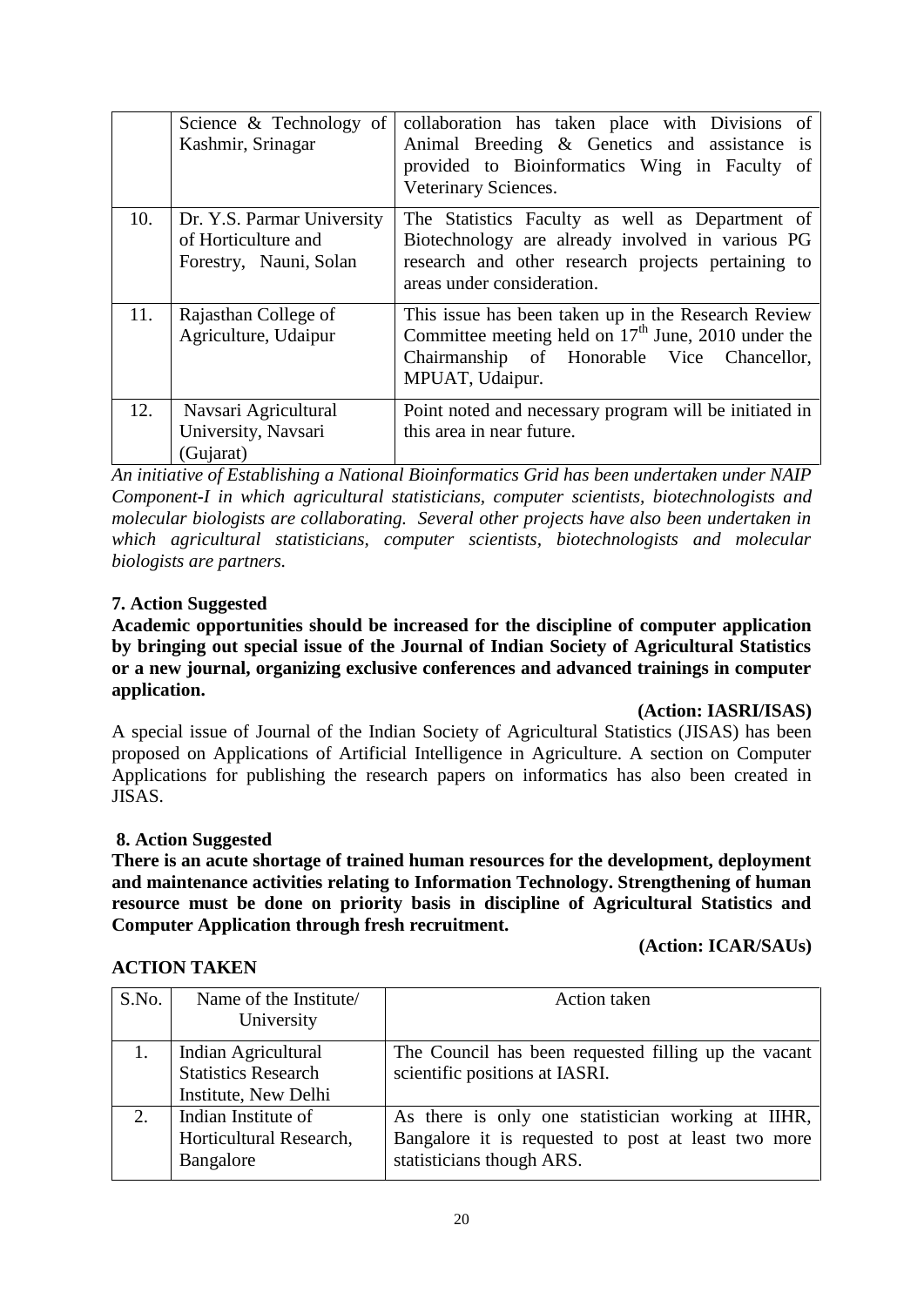| | | |
|---|---|---|
| | Science & Technology of Kashmir, Srinagar | collaboration has taken place with Divisions of Animal Breeding & Genetics and assistance is provided to Bioinformatics Wing in Faculty of Veterinary Sciences. |
| 10. | Dr. Y.S. Parmar University of Horticulture and Forestry, Nauni, Solan | The Statistics Faculty as well as Department of Biotechnology are already involved in various PG research and other research projects pertaining to areas under consideration. |
| 11. | Rajasthan College of Agriculture, Udaipur | This issue has been taken up in the Research Review Committee meeting held on 17th June, 2010 under the Chairmanship of Honorable Vice Chancellor, MPUAT, Udaipur. |
| 12. | Navsari Agricultural University, Navsari (Gujarat) | Point noted and necessary program will be initiated in this area in near future. |

*An initiative of Establishing a National Bioinformatics Grid has been undertaken under NAIP Component-I in which agricultural statisticians, computer scientists, biotechnologists and molecular biologists are collaborating. Several other projects have also been undertaken in which agricultural statisticians, computer scientists, biotechnologists and molecular biologists are partners.*

**7. Action Suggested**

**Academic opportunities should be increased for the discipline of computer application by bringing out special issue of the Journal of Indian Society of Agricultural Statistics or a new journal, organizing exclusive conferences and advanced trainings in computer application.**

**(Action: IASRI/ISAS)**

A special issue of Journal of the Indian Society of Agricultural Statistics (JISAS) has been proposed on Applications of Artificial Intelligence in Agriculture. A section on Computer Applications for publishing the research papers on informatics has also been created in JISAS.

**8. Action Suggested**

**There is an acute shortage of trained human resources for the development, deployment and maintenance activities relating to Information Technology. Strengthening of human resource must be done on priority basis in discipline of Agricultural Statistics and Computer Application through fresh recruitment.**

**(Action: ICAR/SAUs)**

**ACTION TAKEN**

| S.No. | Name of the Institute/ University | Action taken |
|---|---|---|
| 1. | Indian Agricultural Statistics Research Institute, New Delhi | The Council has been requested filling up the vacant scientific positions at IASRI. |
| 2. | Indian Institute of Horticultural Research, Bangalore | As there is only one statistician working at IIHR, Bangalore it is requested to post at least two more statisticians though ARS. |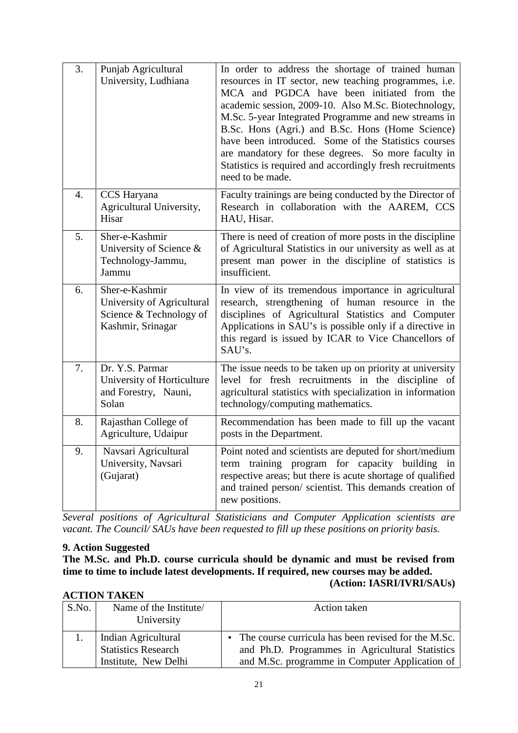| | | |
|---|---|---|
| 3. | Punjab Agricultural University, Ludhiana | In order to address the shortage of trained human resources in IT sector, new teaching programmes, i.e. MCA and PGDCA have been initiated from the academic session, 2009-10. Also M.Sc. Biotechnology, M.Sc. 5-year Integrated Programme and new streams in B.Sc. Hons (Agri.) and B.Sc. Hons (Home Science) have been introduced. Some of the Statistics courses are mandatory for these degrees. So more faculty in Statistics is required and accordingly fresh recruitments need to be made. |
| 4. | CCS Haryana Agricultural University, Hisar | Faculty trainings are being conducted by the Director of Research in collaboration with the AAREM, CCS HAU, Hisar. |
| 5. | Sher-e-Kashmir University of Science & Technology-Jammu, Jammu | There is need of creation of more posts in the discipline of Agricultural Statistics in our university as well as at present man power in the discipline of statistics is insufficient. |
| 6. | Sher-e-Kashmir University of Agricultural Science & Technology of Kashmir, Srinagar | In view of its tremendous importance in agricultural research, strengthening of human resource in the disciplines of Agricultural Statistics and Computer Applications in SAU's is possible only if a directive in this regard is issued by ICAR to Vice Chancellors of SAU's. |
| 7. | Dr. Y.S. Parmar University of Horticulture and Forestry, Nauni, Solan | The issue needs to be taken up on priority at university level for fresh recruitments in the discipline of agricultural statistics with specialization in information technology/computing mathematics. |
| 8. | Rajasthan College of Agriculture, Udaipur | Recommendation has been made to fill up the vacant posts in the Department. |
| 9. | Navsari Agricultural University, Navsari (Gujarat) | Point noted and scientists are deputed for short/medium term training program for capacity building in respective areas; but there is acute shortage of qualified and trained person/ scientist. This demands creation of new positions. |

*Several positions of Agricultural Statisticians and Computer Application scientists are vacant. The Council/ SAUs have been requested to fill up these positions on priority basis.*

**9. Action Suggested**

**The M.Sc. and Ph.D. course curricula should be dynamic and must be revised from time to time to include latest developments. If required, new courses may be added.**

**(Action: IASRI/IVRI/SAUs)**

**ACTION TAKEN**

| S.No. | Name of the Institute/ University | Action taken |
|---|---|---|
| 1. | Indian Agricultural Statistics Research Institute, New Delhi | • The course curricula has been revised for the M.Sc. and Ph.D. Programmes in Agricultural Statistics and M.Sc. programme in Computer Application of |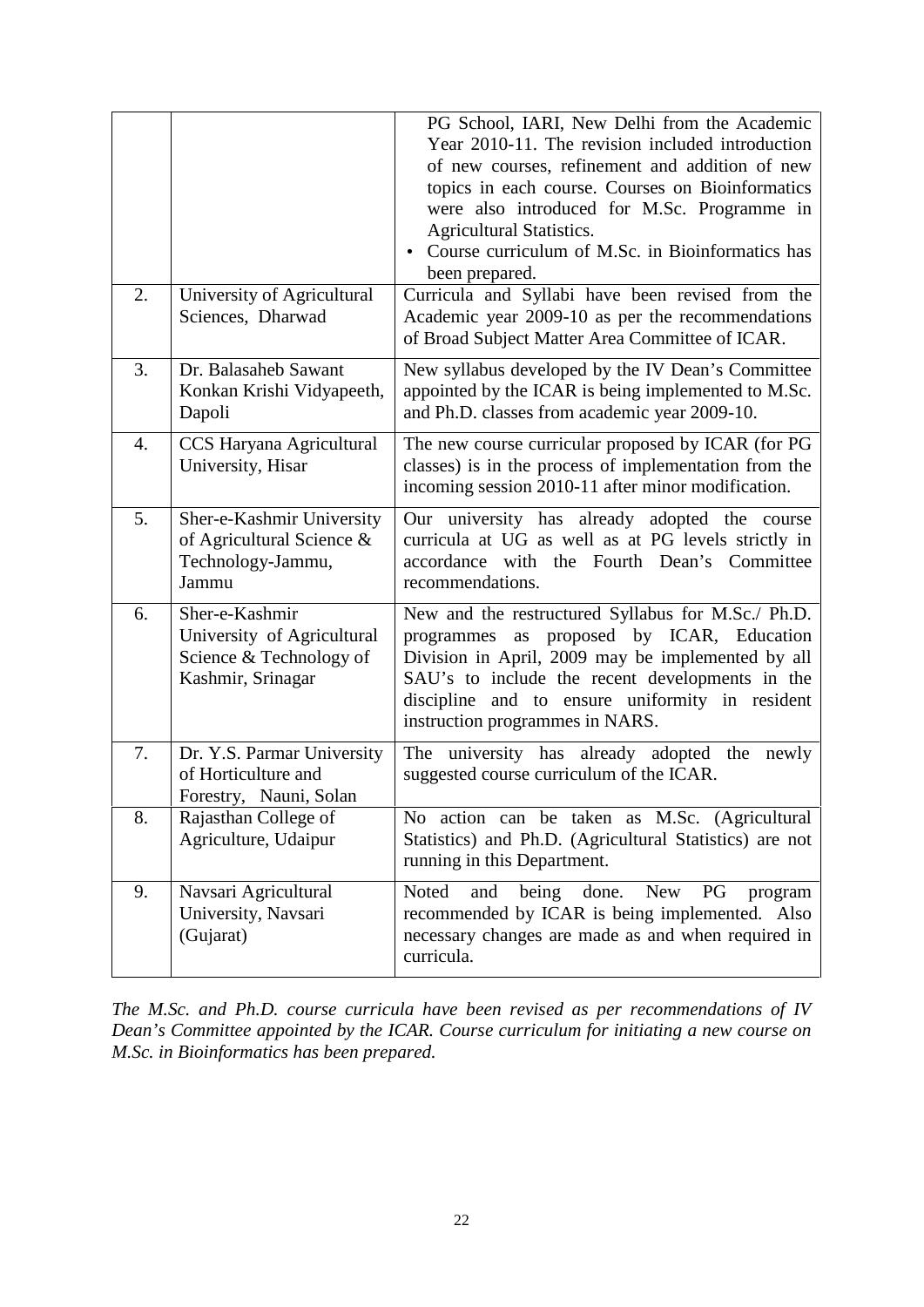|  |  |  |
|---|---|---|
|  |  | PG School, IARI, New Delhi from the Academic Year 2010-11. The revision included introduction of new courses, refinement and addition of new topics in each course. Courses on Bioinformatics were also introduced for M.Sc. Programme in Agricultural Statistics.<br>• Course curriculum of M.Sc. in Bioinformatics has been prepared. |
| 2. | University of Agricultural Sciences, Dharwad | Curricula and Syllabi have been revised from the Academic year 2009-10 as per the recommendations of Broad Subject Matter Area Committee of ICAR. |
| 3. | Dr. Balasaheb Sawant Konkan Krishi Vidyapeeth, Dapoli | New syllabus developed by the IV Dean's Committee appointed by the ICAR is being implemented to M.Sc. and Ph.D. classes from academic year 2009-10. |
| 4. | CCS Haryana Agricultural University, Hisar | The new course curricular proposed by ICAR (for PG classes) is in the process of implementation from the incoming session 2010-11 after minor modification. |
| 5. | Sher-e-Kashmir University of Agricultural Science & Technology-Jammu, Jammu | Our university has already adopted the course curricula at UG as well as at PG levels strictly in accordance with the Fourth Dean's Committee recommendations. |
| 6. | Sher-e-Kashmir University of Agricultural Science & Technology of Kashmir, Srinagar | New and the restructured Syllabus for M.Sc./ Ph.D. programmes as proposed by ICAR, Education Division in April, 2009 may be implemented by all SAU's to include the recent developments in the discipline and to ensure uniformity in resident instruction programmes in NARS. |
| 7. | Dr. Y.S. Parmar University of Horticulture and Forestry, Nauni, Solan | The university has already adopted the newly suggested course curriculum of the ICAR. |
| 8. | Rajasthan College of Agriculture, Udaipur | No action can be taken as M.Sc. (Agricultural Statistics) and Ph.D. (Agricultural Statistics) are not running in this Department. |
| 9. | Navsari Agricultural University, Navsari (Gujarat) | Noted and being done. New PG program recommended by ICAR is being implemented. Also necessary changes are made as and when required in curricula. |

*The M.Sc. and Ph.D. course curricula have been revised as per recommendations of IV Dean's Committee appointed by the ICAR. Course curriculum for initiating a new course on M.Sc. in Bioinformatics has been prepared.*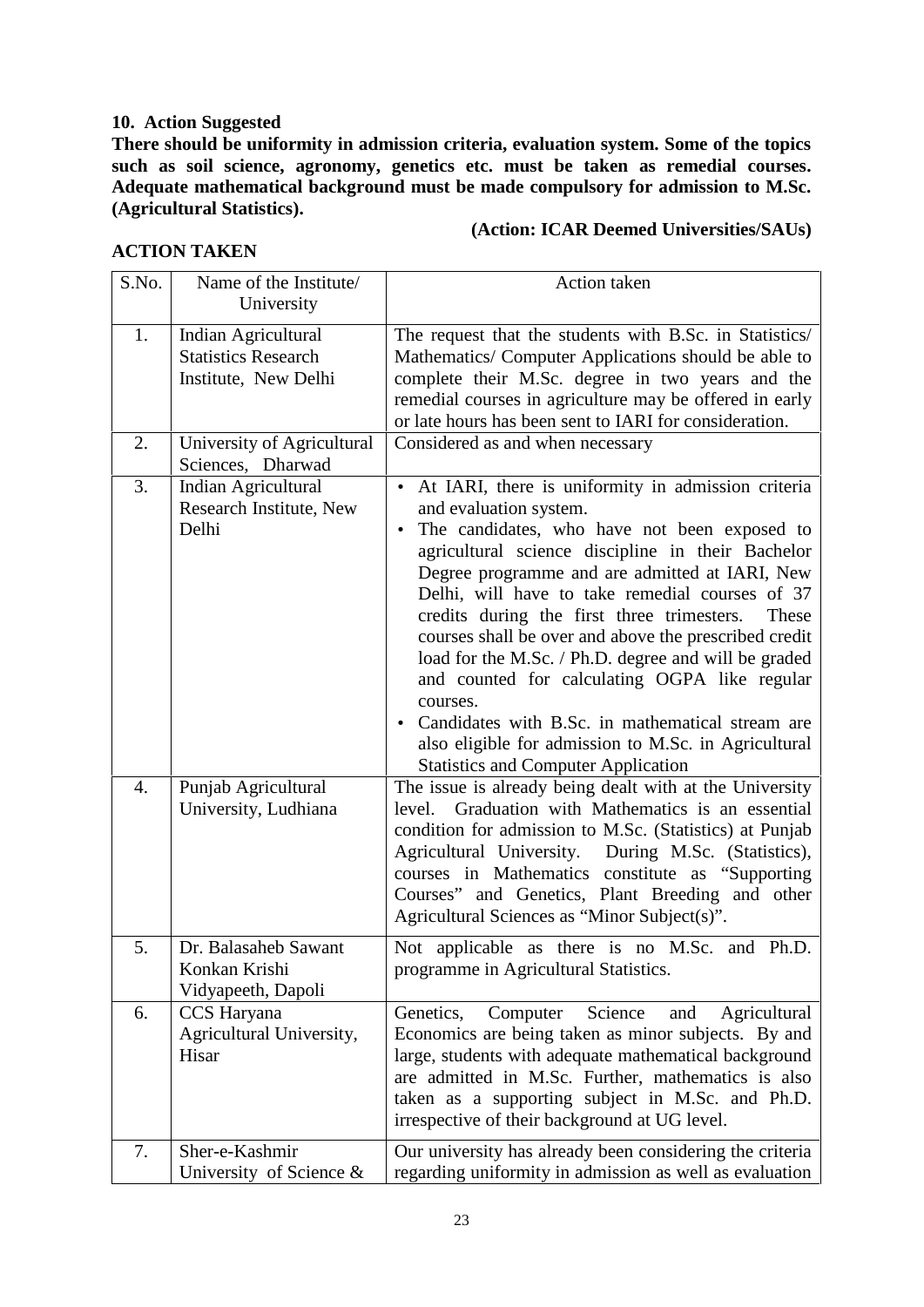**10. Action Suggested**

**There should be uniformity in admission criteria, evaluation system. Some of the topics such as soil science, agronomy, genetics etc. must be taken as remedial courses. Adequate mathematical background must be made compulsory for admission to M.Sc. (Agricultural Statistics).**

**(Action: ICAR Deemed Universities/SAUs)**

**ACTION TAKEN**

| S.No. | Name of the Institute/ University | Action taken |
|---|---|---|
| 1. | Indian Agricultural Statistics Research Institute, New Delhi | The request that the students with B.Sc. in Statistics/ Mathematics/ Computer Applications should be able to complete their M.Sc. degree in two years and the remedial courses in agriculture may be offered in early or late hours has been sent to IARI for consideration. |
| 2. | University of Agricultural Sciences, Dharwad | Considered as and when necessary |
| 3. | Indian Agricultural Research Institute, New Delhi | • At IARI, there is uniformity in admission criteria and evaluation system.<br>• The candidates, who have not been exposed to agricultural science discipline in their Bachelor Degree programme and are admitted at IARI, New Delhi, will have to take remedial courses of 37 credits during the first three trimesters. These courses shall be over and above the prescribed credit load for the M.Sc. / Ph.D. degree and will be graded and counted for calculating OGPA like regular courses.<br>• Candidates with B.Sc. in mathematical stream are also eligible for admission to M.Sc. in Agricultural Statistics and Computer Application |
| 4. | Punjab Agricultural University, Ludhiana | The issue is already being dealt with at the University level. Graduation with Mathematics is an essential condition for admission to M.Sc. (Statistics) at Punjab Agricultural University. During M.Sc. (Statistics), courses in Mathematics constitute as "Supporting Courses" and Genetics, Plant Breeding and other Agricultural Sciences as "Minor Subject(s)". |
| 5. | Dr. Balasaheb Sawant Konkan Krishi Vidyapeeth, Dapoli | Not applicable as there is no M.Sc. and Ph.D. programme in Agricultural Statistics. |
| 6. | CCS Haryana Agricultural University, Hisar | Genetics, Computer Science and Agricultural Economics are being taken as minor subjects. By and large, students with adequate mathematical background are admitted in M.Sc. Further, mathematics is also taken as a supporting subject in M.Sc. and Ph.D. irrespective of their background at UG level. |
| 7. | Sher-e-Kashmir University of Science & | Our university has already been considering the criteria regarding uniformity in admission as well as evaluation |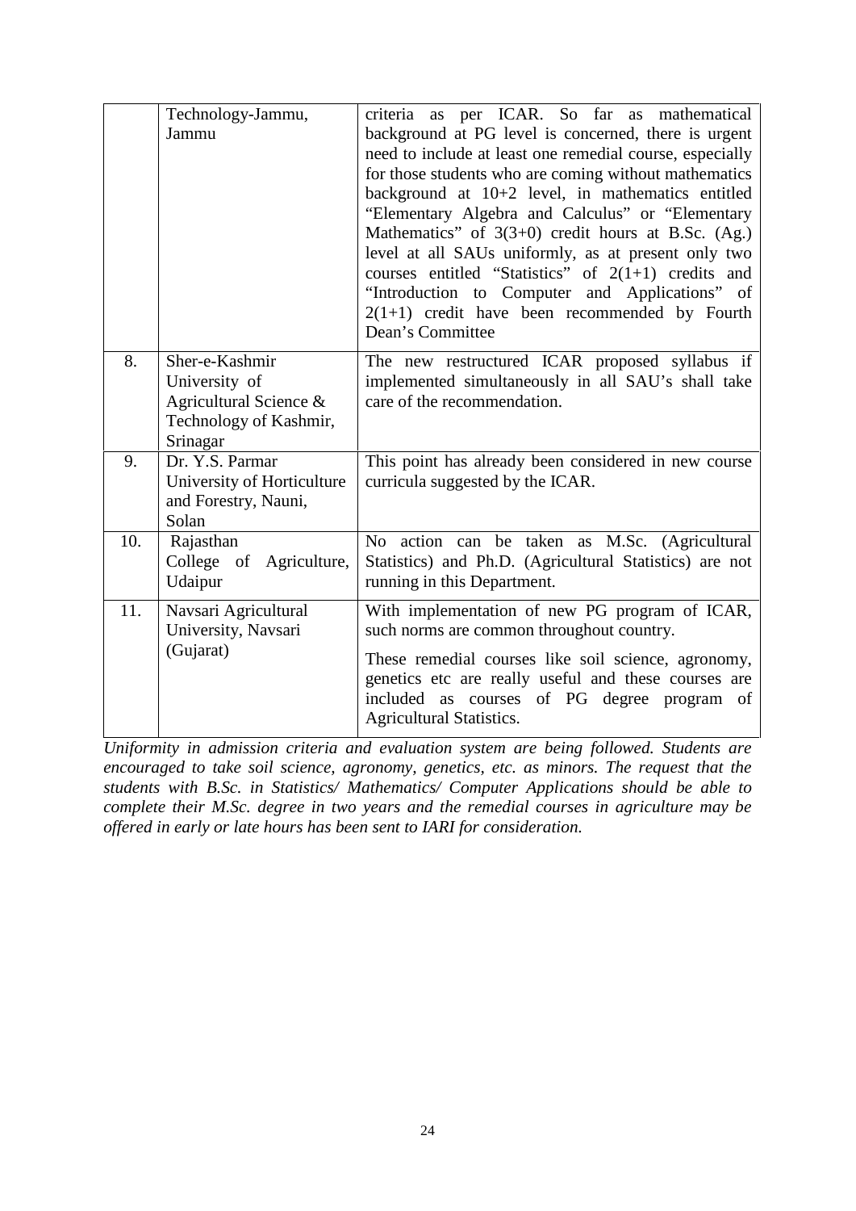| | | |
|---|---|---|
| | Technology-Jammu, Jammu | criteria as per ICAR. So far as mathematical background at PG level is concerned, there is urgent need to include at least one remedial course, especially for those students who are coming without mathematics background at 10+2 level, in mathematics entitled "Elementary Algebra and Calculus" or "Elementary Mathematics" of 3(3+0) credit hours at B.Sc. (Ag.) level at all SAUs uniformly, as at present only two courses entitled "Statistics" of 2(1+1) credits and "Introduction to Computer and Applications" of 2(1+1) credit have been recommended by Fourth Dean's Committee |
| 8. | Sher-e-Kashmir University of Agricultural Science & Technology of Kashmir, Srinagar | The new restructured ICAR proposed syllabus if implemented simultaneously in all SAU's shall take care of the recommendation. |
| 9. | Dr. Y.S. Parmar University of Horticulture and Forestry, Nauni, Solan | This point has already been considered in new course curricula suggested by the ICAR. |
| 10. | Rajasthan College of Agriculture, Udaipur | No action can be taken as M.Sc. (Agricultural Statistics) and Ph.D. (Agricultural Statistics) are not running in this Department. |
| 11. | Navsari Agricultural University, Navsari (Gujarat) | With implementation of new PG program of ICAR, such norms are common throughout country.<br><br>These remedial courses like soil science, agronomy, genetics etc are really useful and these courses are included as courses of PG degree program of Agricultural Statistics. |

*Uniformity in admission criteria and evaluation system are being followed. Students are encouraged to take soil science, agronomy, genetics, etc. as minors. The request that the students with B.Sc. in Statistics/ Mathematics/ Computer Applications should be able to complete their M.Sc. degree in two years and the remedial courses in agriculture may be offered in early or late hours has been sent to IARI for consideration.*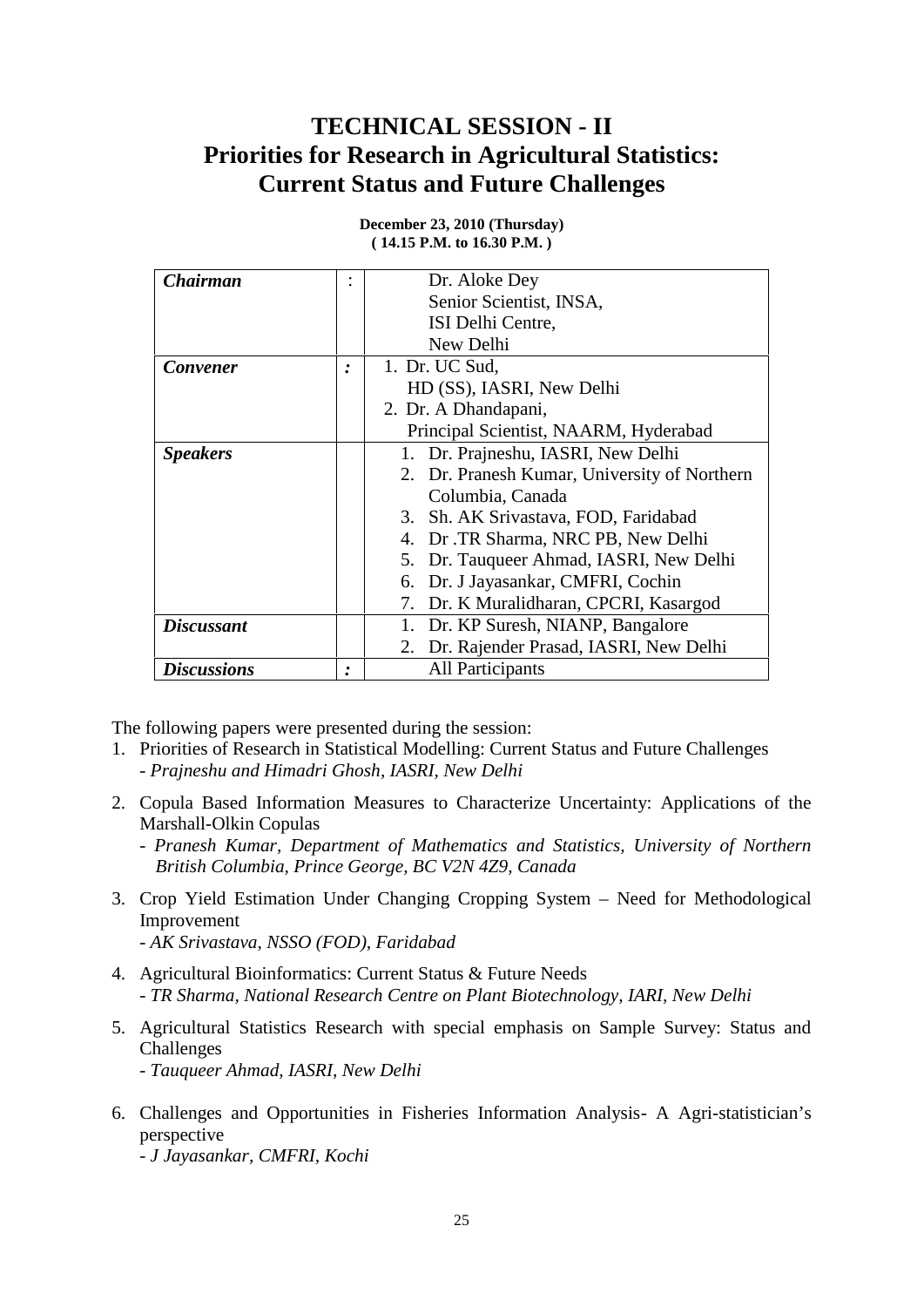# TECHNICAL SESSION - II
# Priorities for Research in Agricultural Statistics: Current Status and Future Challenges

**December 23, 2010 (Thursday)**
**( 14.15 P.M. to 16.30 P.M. )**

| | | |
|---|---|---|
| ***Chairman*** | : | Dr. Aloke Dey<br>Senior Scientist, INSA,<br>ISI Delhi Centre,<br>New Delhi |
| ***Convener*** | ***:*** | 1. Dr. UC Sud,<br>HD (SS), IASRI, New Delhi<br>2. Dr. A Dhandapani,<br>Principal Scientist, NAARM, Hyderabad |
| ***Speakers*** | | 1. Dr. Prajneshu, IASRI, New Delhi<br>2. Dr. Pranesh Kumar, University of Northern Columbia, Canada<br>3. Sh. AK Srivastava, FOD, Faridabad<br>4. Dr .TR Sharma, NRC PB, New Delhi<br>5. Dr. Tauqueer Ahmad, IASRI, New Delhi<br>6. Dr. J Jayasankar, CMFRI, Cochin<br>7. Dr. K Muralidharan, CPCRI, Kasargod |
| ***Discussant*** | | 1. Dr. KP Suresh, NIANP, Bangalore<br>2. Dr. Rajender Prasad, IASRI, New Delhi |
| ***Discussions*** | ***:*** | All Participants |

The following papers were presented during the session:

1. Priorities of Research in Statistical Modelling: Current Status and Future Challenges
   - *Prajneshu and Himadri Ghosh, IASRI, New Delhi*
2. Copula Based Information Measures to Characterize Uncertainty: Applications of the Marshall-Olkin Copulas
   - *Pranesh Kumar, Department of Mathematics and Statistics, University of Northern British Columbia, Prince George, BC V2N 4Z9, Canada*
3. Crop Yield Estimation Under Changing Cropping System – Need for Methodological Improvement
   - *AK Srivastava, NSSO (FOD), Faridabad*
4. Agricultural Bioinformatics: Current Status & Future Needs
   - *TR Sharma, National Research Centre on Plant Biotechnology, IARI, New Delhi*
5. Agricultural Statistics Research with special emphasis on Sample Survey: Status and Challenges
   - *Tauqueer Ahmad, IASRI, New Delhi*
6. Challenges and Opportunities in Fisheries Information Analysis- A Agri-statistician's perspective
   - *J Jayasankar, CMFRI, Kochi*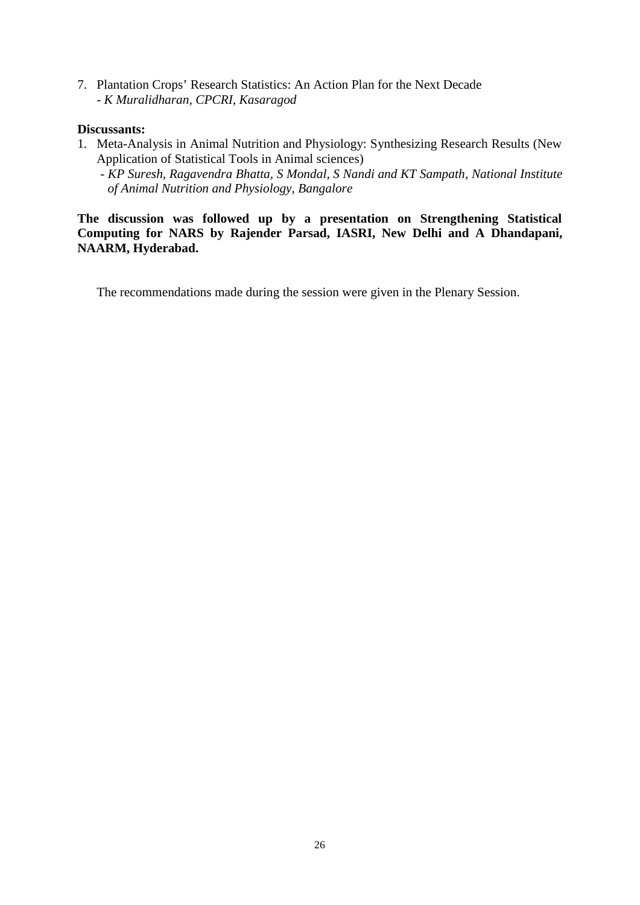7. Plantation Crops' Research Statistics: An Action Plan for the Next Decade
   - *K Muralidharan, CPCRI, Kasaragod*

**Discussants:**

1. Meta-Analysis in Animal Nutrition and Physiology: Synthesizing Research Results (New Application of Statistical Tools in Animal sciences)
   - *KP Suresh, Ragavendra Bhatta, S Mondal, S Nandi and KT Sampath, National Institute of Animal Nutrition and Physiology, Bangalore*

**The discussion was followed up by a presentation on Strengthening Statistical Computing for NARS by Rajender Parsad, IASRI, New Delhi and A Dhandapani, NAARM, Hyderabad.**

The recommendations made during the session were given in the Plenary Session.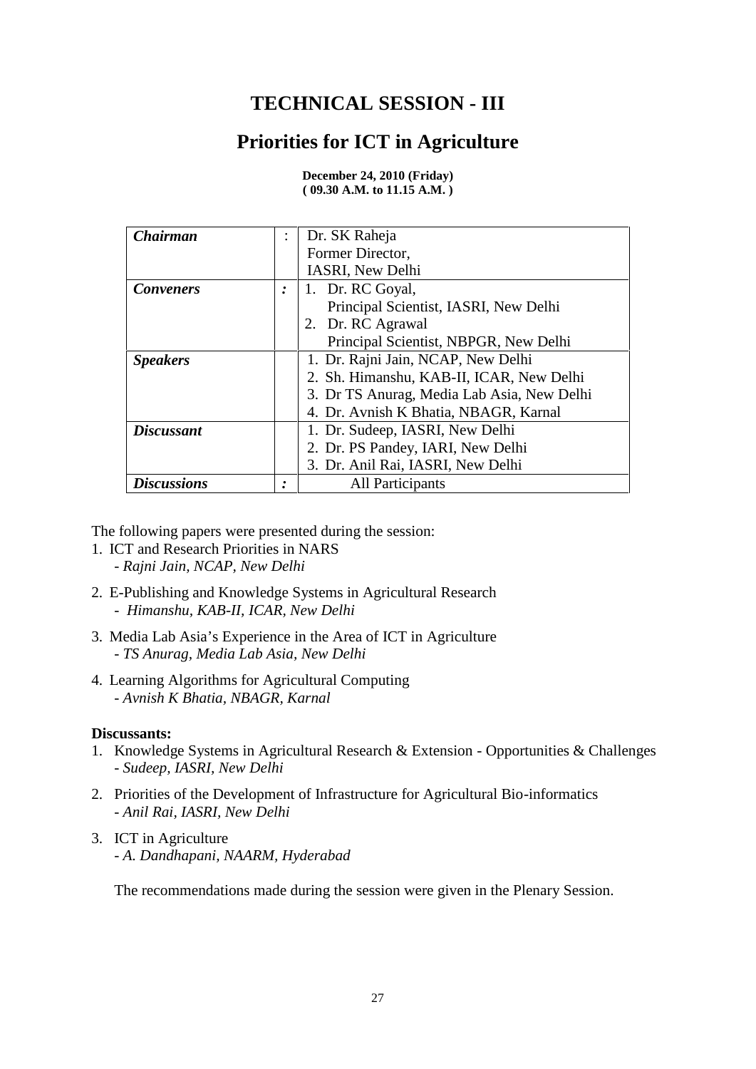# TECHNICAL SESSION - III

## Priorities for ICT in Agriculture

**December 24, 2010 (Friday)**
**( 09.30 A.M. to 11.15 A.M. )**

| | | |
|---|---|---|
| ***Chairman*** | : | Dr. SK Raheja<br>Former Director,<br>IASRI, New Delhi |
| ***Conveners*** | ***:*** | 1. Dr. RC Goyal,<br>Principal Scientist, IASRI, New Delhi<br>2. Dr. RC Agrawal<br>Principal Scientist, NBPGR, New Delhi |
| ***Speakers*** | | 1. Dr. Rajni Jain, NCAP, New Delhi<br>2. Sh. Himanshu, KAB-II, ICAR, New Delhi<br>3. Dr TS Anurag, Media Lab Asia, New Delhi<br>4. Dr. Avnish K Bhatia, NBAGR, Karnal |
| ***Discussant*** | | 1. Dr. Sudeep, IASRI, New Delhi<br>2. Dr. PS Pandey, IARI, New Delhi<br>3. Dr. Anil Rai, IASRI, New Delhi |
| ***Discussions*** | ***:*** | All Participants |

The following papers were presented during the session:

1. ICT and Research Priorities in NARS
   - *Rajni Jain, NCAP, New Delhi*
2. E-Publishing and Knowledge Systems in Agricultural Research
   - *Himanshu, KAB-II, ICAR, New Delhi*
3. Media Lab Asia's Experience in the Area of ICT in Agriculture
   - *TS Anurag, Media Lab Asia, New Delhi*
4. Learning Algorithms for Agricultural Computing
   - *Avnish K Bhatia, NBAGR, Karnal*

**Discussants:**

1. Knowledge Systems in Agricultural Research & Extension - Opportunities & Challenges
   - *Sudeep, IASRI, New Delhi*
2. Priorities of the Development of Infrastructure for Agricultural Bio-informatics
   - *Anil Rai, IASRI, New Delhi*
3. ICT in Agriculture
   - *A. Dandhapani, NAARM, Hyderabad*

The recommendations made during the session were given in the Plenary Session.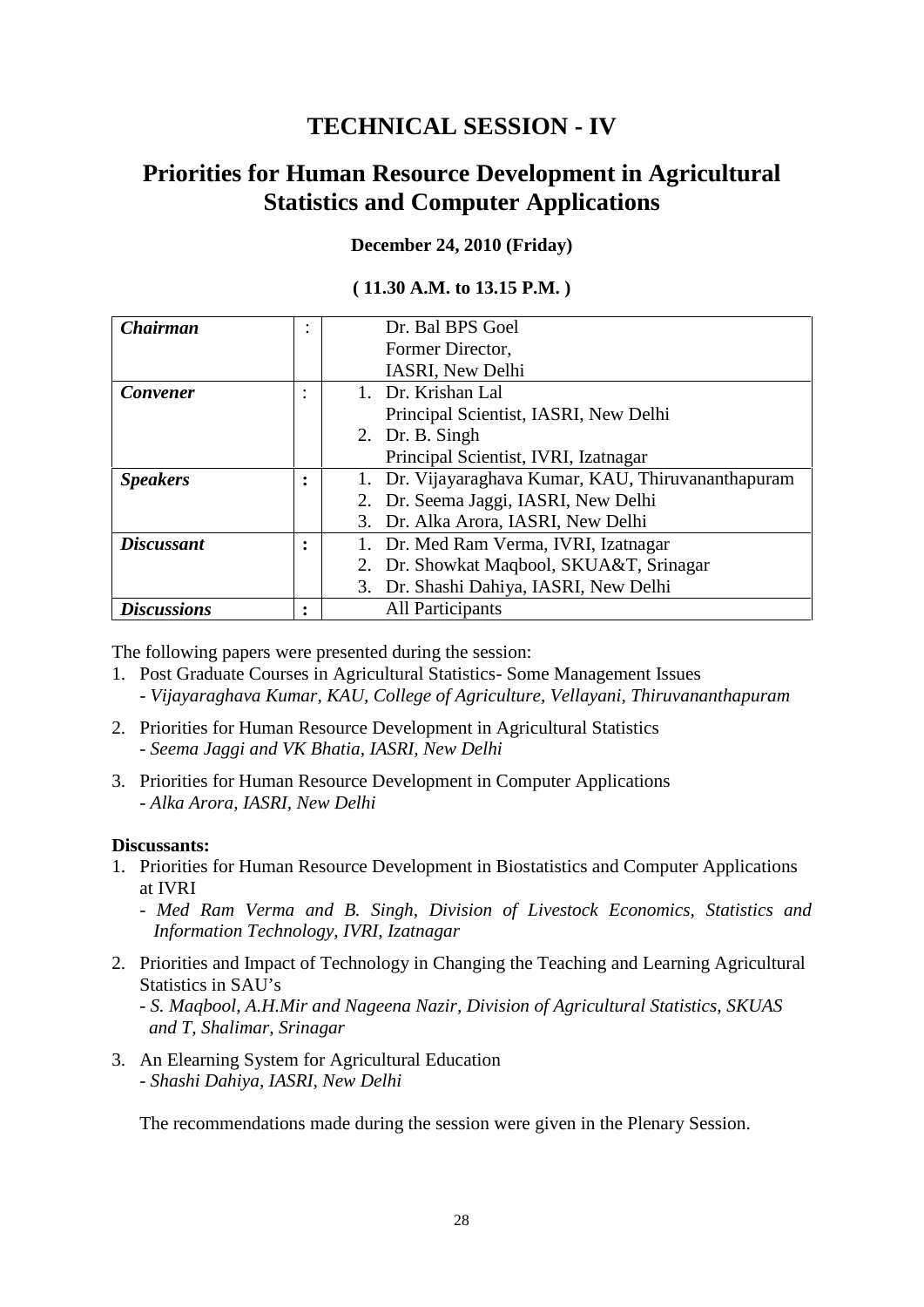# TECHNICAL SESSION - IV

## Priorities for Human Resource Development in Agricultural Statistics and Computer Applications

**December 24, 2010 (Friday)**

**( 11.30 A.M. to 13.15 P.M. )**

| | | |
|---|---|---|
| ***Chairman*** | : | Dr. Bal BPS Goel<br>Former Director,<br>IASRI, New Delhi |
| ***Convener*** | : | 1. Dr. Krishan Lal<br>Principal Scientist, IASRI, New Delhi<br>2. Dr. B. Singh<br>Principal Scientist, IVRI, Izatnagar |
| ***Speakers*** | **:** | 1. Dr. Vijayaraghava Kumar, KAU, Thiruvananthapuram<br>2. Dr. Seema Jaggi, IASRI, New Delhi<br>3. Dr. Alka Arora, IASRI, New Delhi |
| ***Discussant*** | **:** | 1. Dr. Med Ram Verma, IVRI, Izatnagar<br>2. Dr. Showkat Maqbool, SKUA&T, Srinagar<br>3. Dr. Shashi Dahiya, IASRI, New Delhi |
| ***Discussions*** | **:** | All Participants |

The following papers were presented during the session:

1. Post Graduate Courses in Agricultural Statistics- Some Management Issues
   - *Vijayaraghava Kumar, KAU, College of Agriculture, Vellayani, Thiruvananthapuram*
2. Priorities for Human Resource Development in Agricultural Statistics
   - *Seema Jaggi and VK Bhatia, IASRI, New Delhi*
3. Priorities for Human Resource Development in Computer Applications
   - *Alka Arora, IASRI, New Delhi*

**Discussants:**

1. Priorities for Human Resource Development in Biostatistics and Computer Applications at IVRI
   - *Med Ram Verma and B. Singh, Division of Livestock Economics, Statistics and Information Technology, IVRI, Izatnagar*
2. Priorities and Impact of Technology in Changing the Teaching and Learning Agricultural Statistics in SAU's
   - *S. Maqbool, A.H.Mir and Nageena Nazir, Division of Agricultural Statistics, SKUAS and T, Shalimar, Srinagar*
3. An Elearning System for Agricultural Education
   - *Shashi Dahiya, IASRI, New Delhi*

The recommendations made during the session were given in the Plenary Session.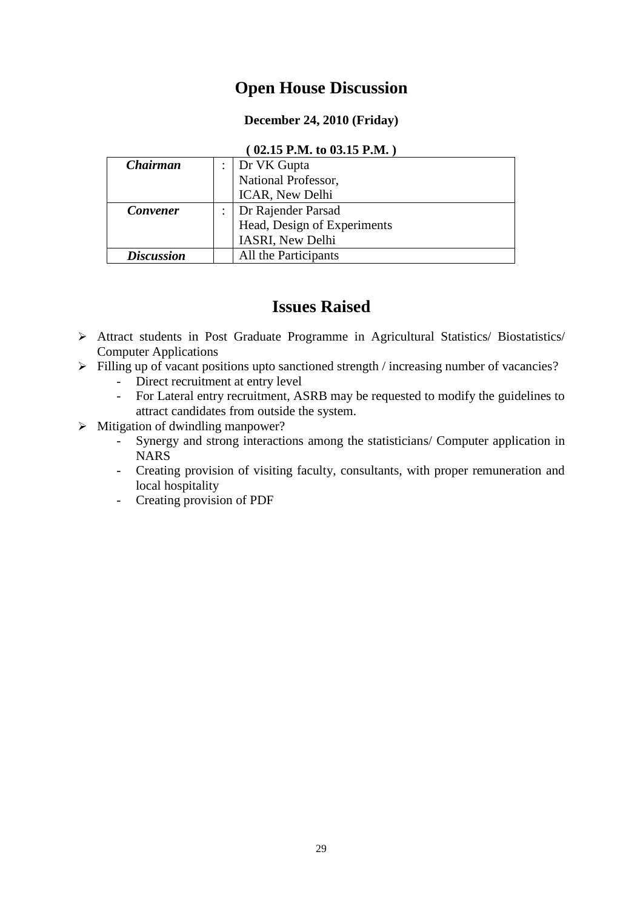# Open House Discussion

**December 24, 2010 (Friday)**

**( 02.15 P.M. to 03.15 P.M. )**

| | | |
|---|---|---|
| ***Chairman*** | : | Dr VK Gupta<br>National Professor,<br>ICAR, New Delhi |
| ***Convener*** | : | Dr Rajender Parsad<br>Head, Design of Experiments<br>IASRI, New Delhi |
| ***Discussion*** | | All the Participants |

# Issues Raised

- Attract students in Post Graduate Programme in Agricultural Statistics/ Biostatistics/ Computer Applications
- Filling up of vacant positions upto sanctioned strength / increasing number of vacancies?
  - Direct recruitment at entry level
  - For Lateral entry recruitment, ASRB may be requested to modify the guidelines to attract candidates from outside the system.
- Mitigation of dwindling manpower?
  - Synergy and strong interactions among the statisticians/ Computer application in NARS
  - Creating provision of visiting faculty, consultants, with proper remuneration and local hospitality
  - Creating provision of PDF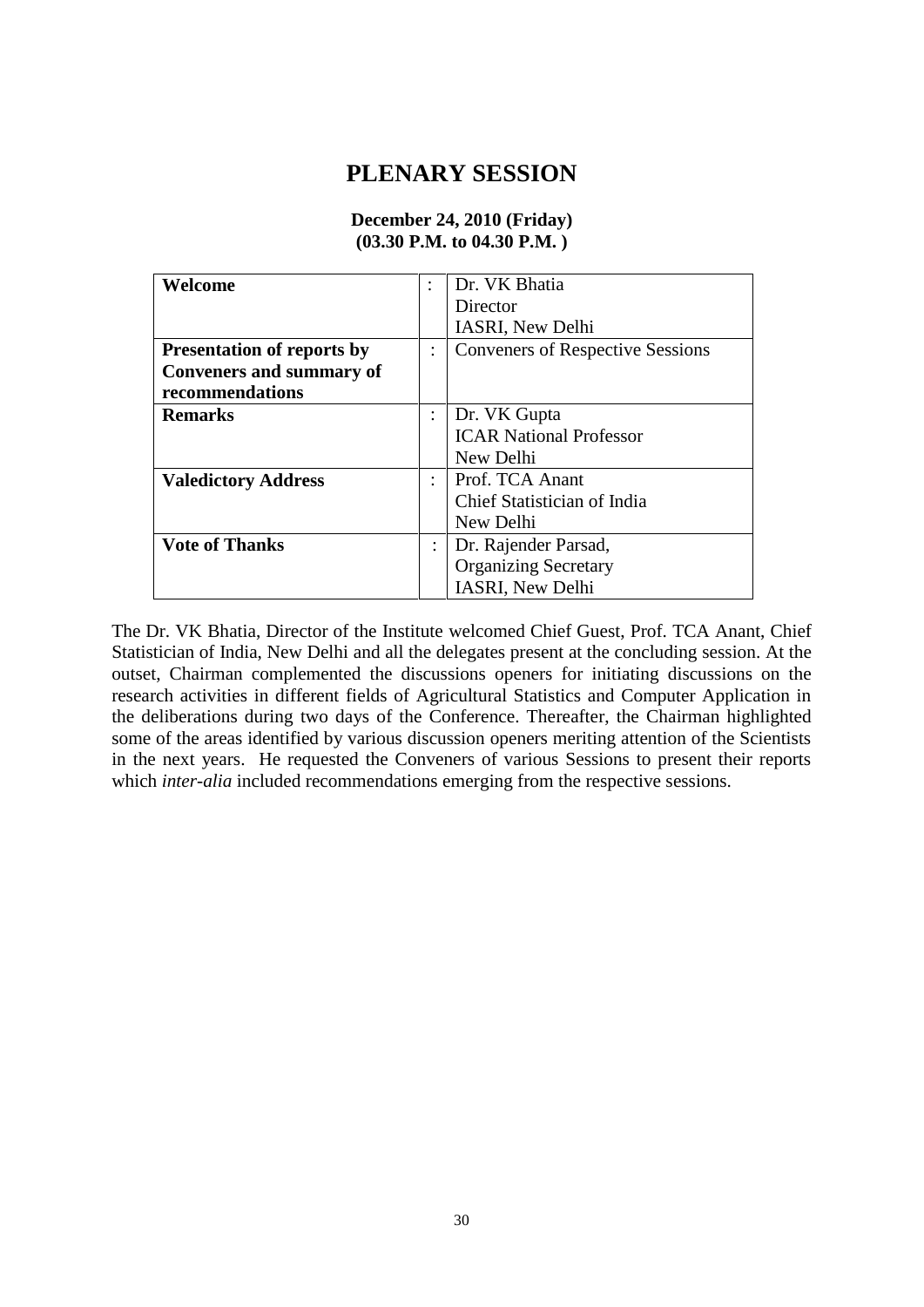# PLENARY SESSION

**December 24, 2010 (Friday)**
**(03.30 P.M. to 04.30 P.M. )**

| | | |
|---|---|---|
| **Welcome** | : | Dr. VK Bhatia<br>Director<br>IASRI, New Delhi |
| **Presentation of reports by Conveners and summary of recommendations** | : | Conveners of Respective Sessions |
| **Remarks** | : | Dr. VK Gupta<br>ICAR National Professor<br>New Delhi |
| **Valedictory Address** | : | Prof. TCA Anant<br>Chief Statistician of India<br>New Delhi |
| **Vote of Thanks** | : | Dr. Rajender Parsad,<br>Organizing Secretary<br>IASRI, New Delhi |

The Dr. VK Bhatia, Director of the Institute welcomed Chief Guest, Prof. TCA Anant, Chief Statistician of India, New Delhi and all the delegates present at the concluding session. At the outset, Chairman complemented the discussions openers for initiating discussions on the research activities in different fields of Agricultural Statistics and Computer Application in the deliberations during two days of the Conference. Thereafter, the Chairman highlighted some of the areas identified by various discussion openers meriting attention of the Scientists in the next years. He requested the Conveners of various Sessions to present their reports which *inter-alia* included recommendations emerging from the respective sessions.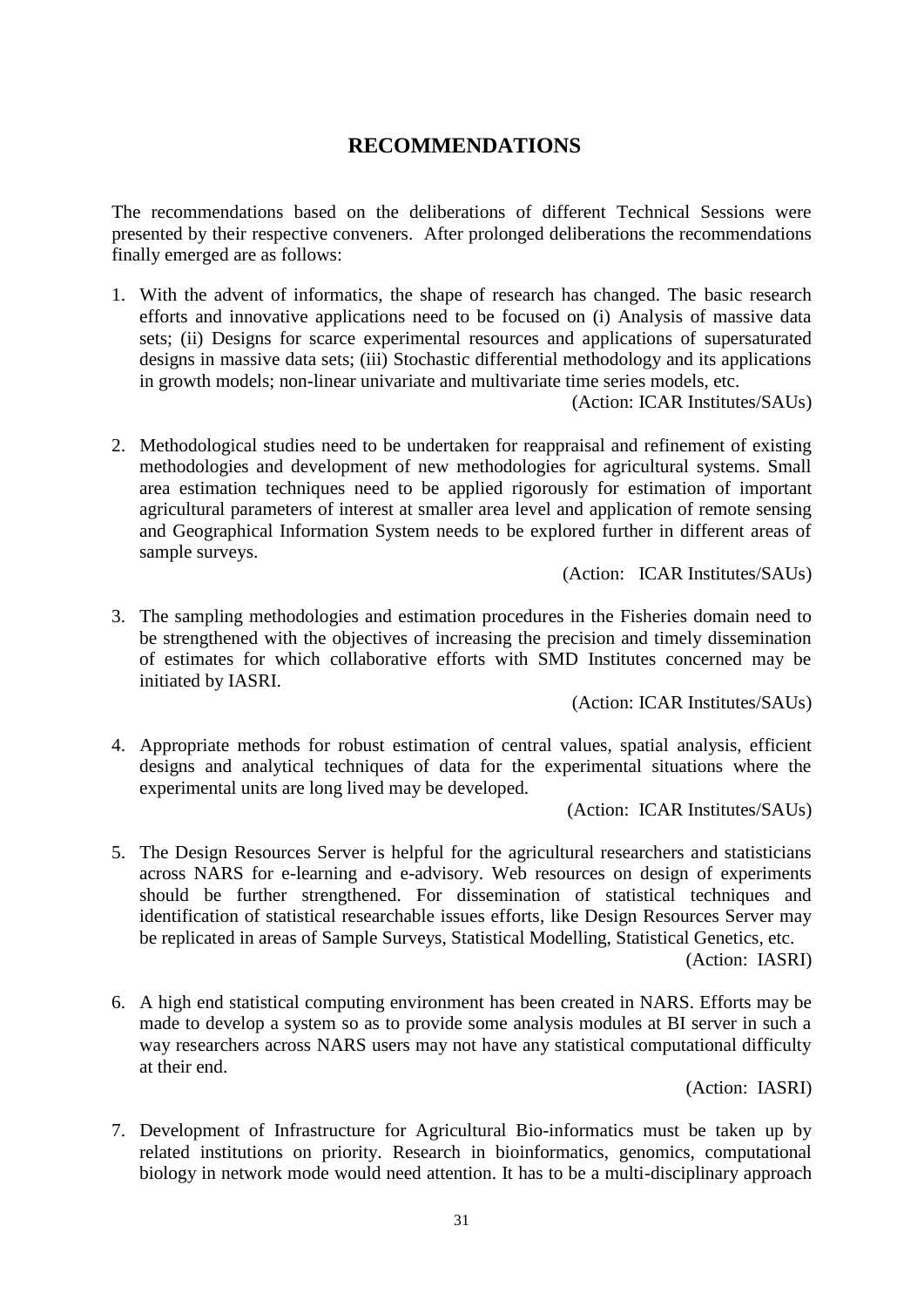# RECOMMENDATIONS

The recommendations based on the deliberations of different Technical Sessions were presented by their respective conveners. After prolonged deliberations the recommendations finally emerged are as follows:

1. With the advent of informatics, the shape of research has changed. The basic research efforts and innovative applications need to be focused on (i) Analysis of massive data sets; (ii) Designs for scarce experimental resources and applications of supersaturated designs in massive data sets; (iii) Stochastic differential methodology and its applications in growth models; non-linear univariate and multivariate time series models, etc.

   (Action: ICAR Institutes/SAUs)

2. Methodological studies need to be undertaken for reappraisal and refinement of existing methodologies and development of new methodologies for agricultural systems. Small area estimation techniques need to be applied rigorously for estimation of important agricultural parameters of interest at smaller area level and application of remote sensing and Geographical Information System needs to be explored further in different areas of sample surveys.

   (Action: ICAR Institutes/SAUs)

3. The sampling methodologies and estimation procedures in the Fisheries domain need to be strengthened with the objectives of increasing the precision and timely dissemination of estimates for which collaborative efforts with SMD Institutes concerned may be initiated by IASRI.

   (Action: ICAR Institutes/SAUs)

4. Appropriate methods for robust estimation of central values, spatial analysis, efficient designs and analytical techniques of data for the experimental situations where the experimental units are long lived may be developed.

   (Action: ICAR Institutes/SAUs)

5. The Design Resources Server is helpful for the agricultural researchers and statisticians across NARS for e-learning and e-advisory. Web resources on design of experiments should be further strengthened. For dissemination of statistical techniques and identification of statistical researchable issues efforts, like Design Resources Server may be replicated in areas of Sample Surveys, Statistical Modelling, Statistical Genetics, etc.

   (Action: IASRI)

6. A high end statistical computing environment has been created in NARS. Efforts may be made to develop a system so as to provide some analysis modules at BI server in such a way researchers across NARS users may not have any statistical computational difficulty at their end.

   (Action: IASRI)

7. Development of Infrastructure for Agricultural Bio-informatics must be taken up by related institutions on priority. Research in bioinformatics, genomics, computational biology in network mode would need attention. It has to be a multi-disciplinary approach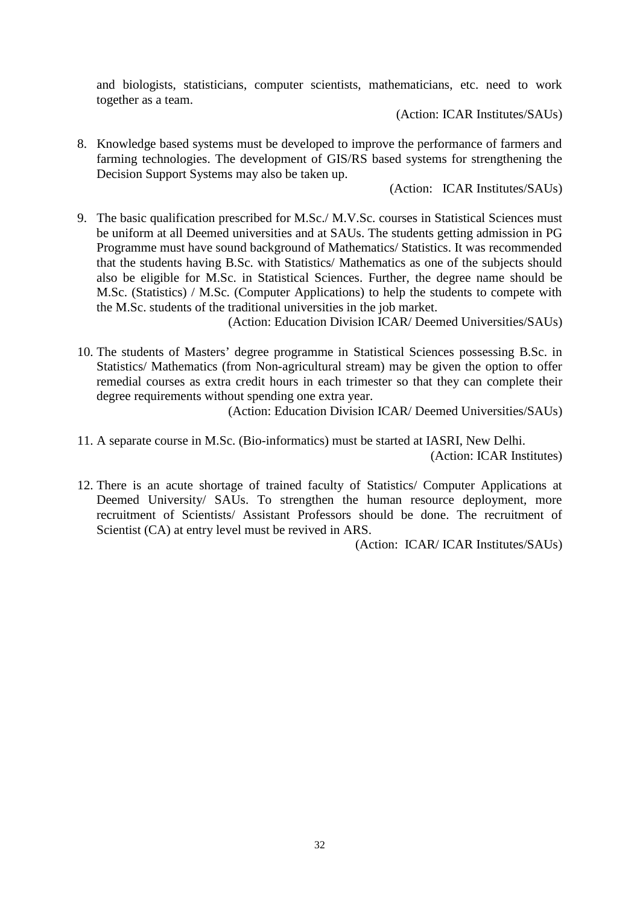and biologists, statisticians, computer scientists, mathematicians, etc. need to work together as a team.

(Action: ICAR Institutes/SAUs)

8. Knowledge based systems must be developed to improve the performance of farmers and farming technologies. The development of GIS/RS based systems for strengthening the Decision Support Systems may also be taken up.

   (Action: ICAR Institutes/SAUs)

9. The basic qualification prescribed for M.Sc./ M.V.Sc. courses in Statistical Sciences must be uniform at all Deemed universities and at SAUs. The students getting admission in PG Programme must have sound background of Mathematics/ Statistics. It was recommended that the students having B.Sc. with Statistics/ Mathematics as one of the subjects should also be eligible for M.Sc. in Statistical Sciences. Further, the degree name should be M.Sc. (Statistics) / M.Sc. (Computer Applications) to help the students to compete with the M.Sc. students of the traditional universities in the job market.

   (Action: Education Division ICAR/ Deemed Universities/SAUs)

10. The students of Masters' degree programme in Statistical Sciences possessing B.Sc. in Statistics/ Mathematics (from Non-agricultural stream) may be given the option to offer remedial courses as extra credit hours in each trimester so that they can complete their degree requirements without spending one extra year.

    (Action: Education Division ICAR/ Deemed Universities/SAUs)

11. A separate course in M.Sc. (Bio-informatics) must be started at IASRI, New Delhi.

    (Action: ICAR Institutes)

12. There is an acute shortage of trained faculty of Statistics/ Computer Applications at Deemed University/ SAUs. To strengthen the human resource deployment, more recruitment of Scientists/ Assistant Professors should be done. The recruitment of Scientist (CA) at entry level must be revived in ARS.

    (Action: ICAR/ ICAR Institutes/SAUs)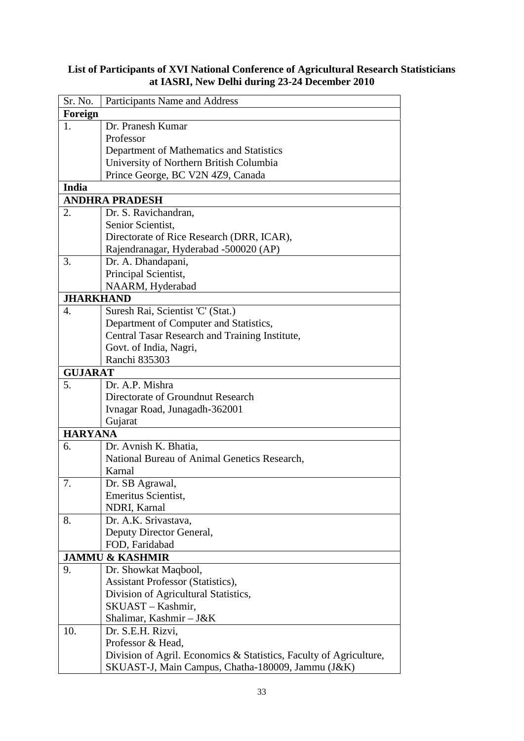**List of Participants of XVI National Conference of Agricultural Research Statisticians at IASRI, New Delhi during 23-24 December 2010**

| Sr. No. | Participants Name and Address |
|---|---|
| **Foreign** | |
| 1. | Dr. Pranesh Kumar<br>Professor<br>Department of Mathematics and Statistics<br>University of Northern British Columbia<br>Prince George, BC V2N 4Z9, Canada |
| **India** | |
| **ANDHRA PRADESH** | |
| 2. | Dr. S. Ravichandran,<br>Senior Scientist,<br>Directorate of Rice Research (DRR, ICAR),<br>Rajendranagar, Hyderabad -500020 (AP) |
| 3. | Dr. A. Dhandapani,<br>Principal Scientist,<br>NAARM, Hyderabad |
| **JHARKHAND** | |
| 4. | Suresh Rai, Scientist 'C' (Stat.)<br>Department of Computer and Statistics,<br>Central Tasar Research and Training Institute,<br>Govt. of India, Nagri,<br>Ranchi 835303 |
| **GUJARAT** | |
| 5. | Dr. A.P. Mishra<br>Directorate of Groundnut Research<br>Ivnagar Road, Junagadh-362001<br>Gujarat |
| **HARYANA** | |
| 6. | Dr. Avnish K. Bhatia,<br>National Bureau of Animal Genetics Research,<br>Karnal |
| 7. | Dr. SB Agrawal,<br>Emeritus Scientist,<br>NDRI, Karnal |
| 8. | Dr. A.K. Srivastava,<br>Deputy Director General,<br>FOD, Faridabad |
| **JAMMU & KASHMIR** | |
| 9. | Dr. Showkat Maqbool,<br>Assistant Professor (Statistics),<br>Division of Agricultural Statistics,<br>SKUAST – Kashmir,<br>Shalimar, Kashmir – J&K |
| 10. | Dr. S.E.H. Rizvi,<br>Professor & Head,<br>Division of Agril. Economics & Statistics, Faculty of Agriculture,<br>SKUAST-J, Main Campus, Chatha-180009, Jammu (J&K) |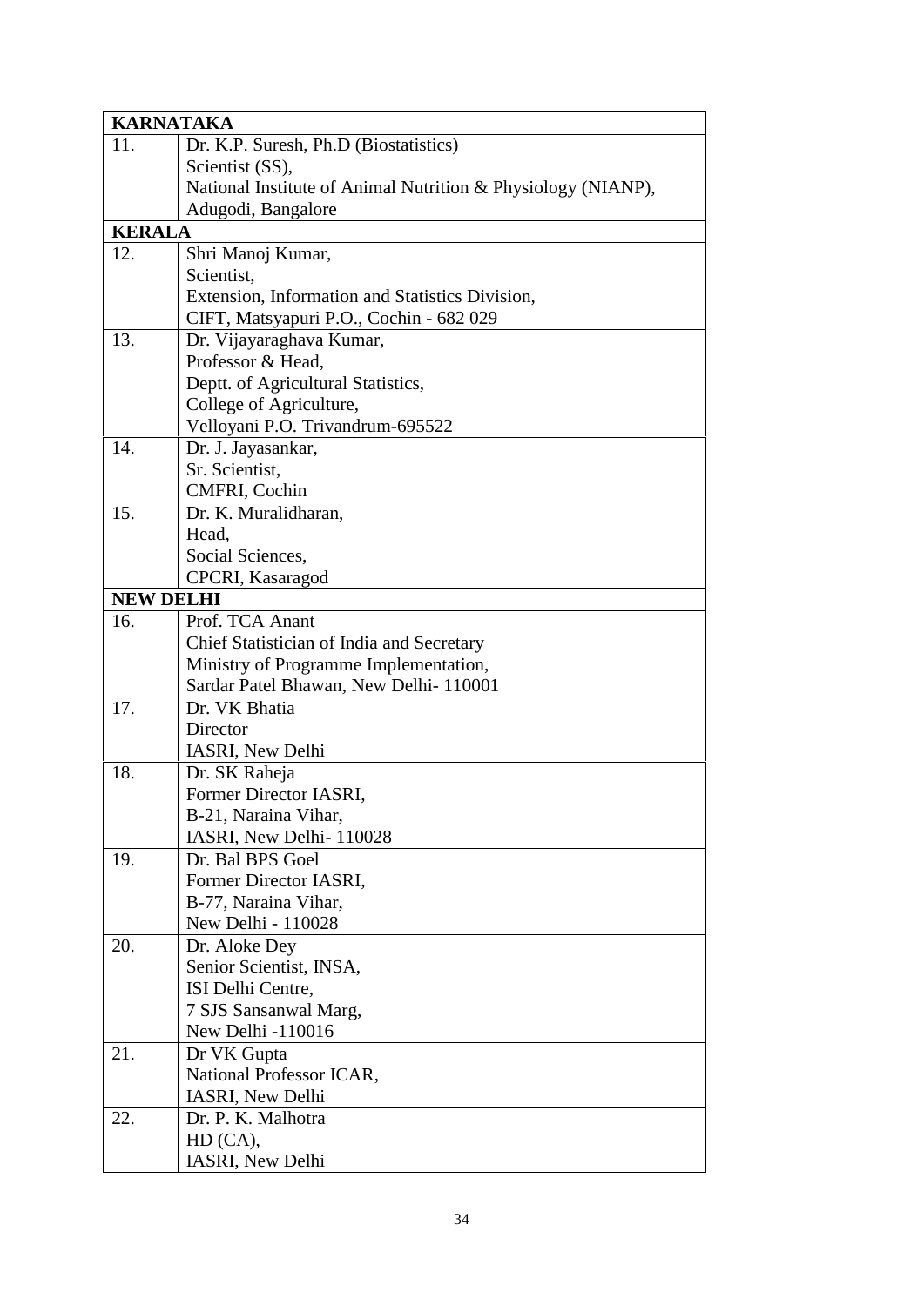| **KARNATAKA** | |
|---|---|
| 11. | Dr. K.P. Suresh, Ph.D (Biostatistics)<br>Scientist (SS),<br>National Institute of Animal Nutrition & Physiology (NIANP),<br>Adugodi, Bangalore |
| **KERALA** | |
| 12. | Shri Manoj Kumar,<br>Scientist,<br>Extension, Information and Statistics Division,<br>CIFT, Matsyapuri P.O., Cochin - 682 029 |
| 13. | Dr. Vijayaraghava Kumar,<br>Professor & Head,<br>Deptt. of Agricultural Statistics,<br>College of Agriculture,<br>Velloyani P.O. Trivandrum-695522 |
| 14. | Dr. J. Jayasankar,<br>Sr. Scientist,<br>CMFRI, Cochin |
| 15. | Dr. K. Muralidharan,<br>Head,<br>Social Sciences,<br>CPCRI, Kasaragod |
| **NEW DELHI** | |
| 16. | Prof. TCA Anant<br>Chief Statistician of India and Secretary<br>Ministry of Programme Implementation,<br>Sardar Patel Bhawan, New Delhi- 110001 |
| 17. | Dr. VK Bhatia<br>Director<br>IASRI, New Delhi |
| 18. | Dr. SK Raheja<br>Former Director IASRI,<br>B-21, Naraina Vihar,<br>IASRI, New Delhi- 110028 |
| 19. | Dr. Bal BPS Goel<br>Former Director IASRI,<br>B-77, Naraina Vihar,<br>New Delhi - 110028 |
| 20. | Dr. Aloke Dey<br>Senior Scientist, INSA,<br>ISI Delhi Centre,<br>7 SJS Sansanwal Marg,<br>New Delhi -110016 |
| 21. | Dr VK Gupta<br>National Professor ICAR,<br>IASRI, New Delhi |
| 22. | Dr. P. K. Malhotra<br>HD (CA),<br>IASRI, New Delhi |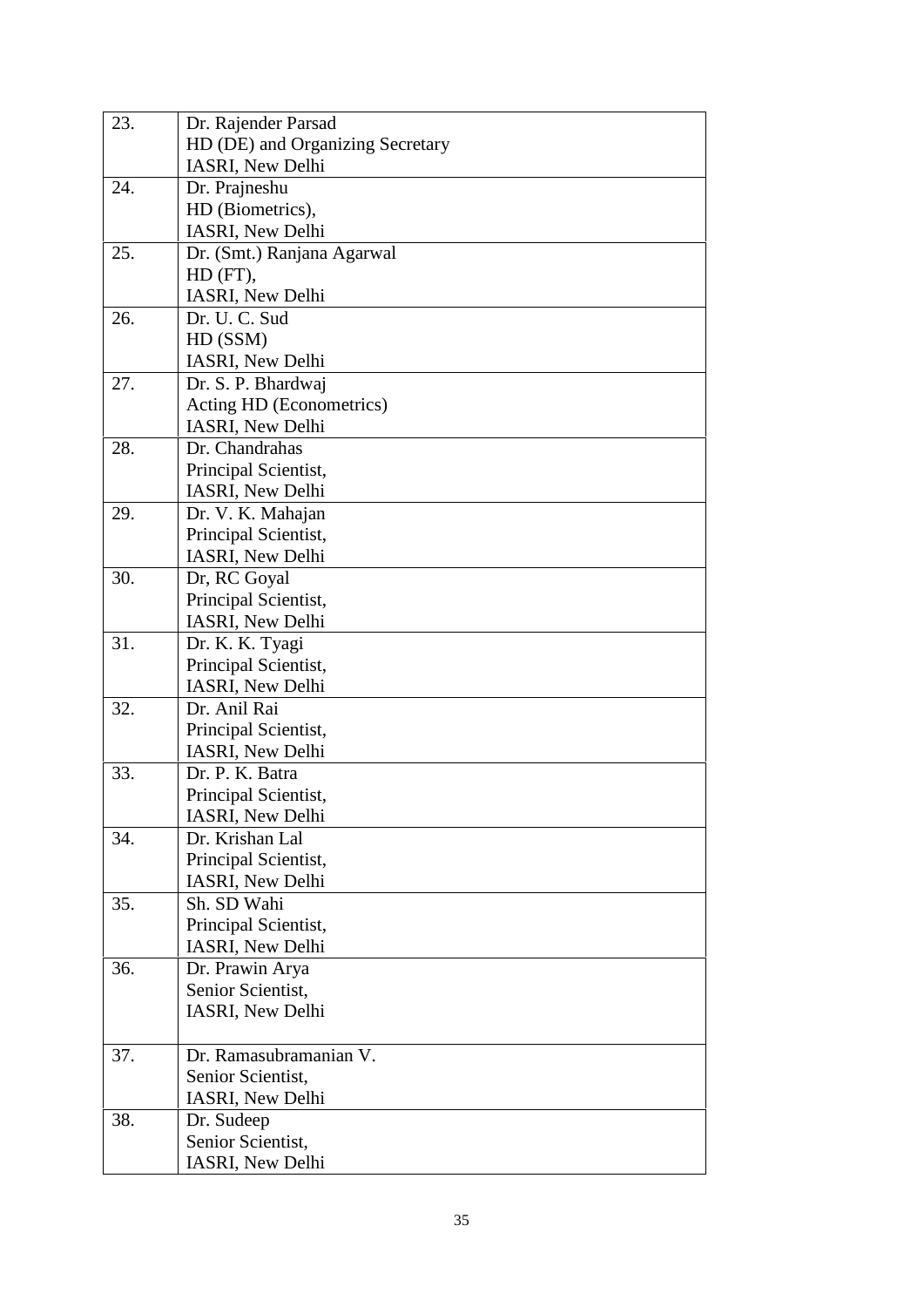| | |
|---|---|
| 23. | Dr. Rajender Parsad<br>HD (DE) and Organizing Secretary<br>IASRI, New Delhi |
| 24. | Dr. Prajneshu<br>HD (Biometrics),<br>IASRI, New Delhi |
| 25. | Dr. (Smt.) Ranjana Agarwal<br>HD (FT),<br>IASRI, New Delhi |
| 26. | Dr. U. C. Sud<br>HD (SSM)<br>IASRI, New Delhi |
| 27. | Dr. S. P. Bhardwaj<br>Acting HD (Econometrics)<br>IASRI, New Delhi |
| 28. | Dr. Chandrahas<br>Principal Scientist,<br>IASRI, New Delhi |
| 29. | Dr. V. K. Mahajan<br>Principal Scientist,<br>IASRI, New Delhi |
| 30. | Dr, RC Goyal<br>Principal Scientist,<br>IASRI, New Delhi |
| 31. | Dr. K. K. Tyagi<br>Principal Scientist,<br>IASRI, New Delhi |
| 32. | Dr. Anil Rai<br>Principal Scientist,<br>IASRI, New Delhi |
| 33. | Dr. P. K. Batra<br>Principal Scientist,<br>IASRI, New Delhi |
| 34. | Dr. Krishan Lal<br>Principal Scientist,<br>IASRI, New Delhi |
| 35. | Sh. SD Wahi<br>Principal Scientist,<br>IASRI, New Delhi |
| 36. | Dr. Prawin Arya<br>Senior Scientist,<br>IASRI, New Delhi |
| 37. | Dr. Ramasubramanian V.<br>Senior Scientist,<br>IASRI, New Delhi |
| 38. | Dr. Sudeep<br>Senior Scientist,<br>IASRI, New Delhi |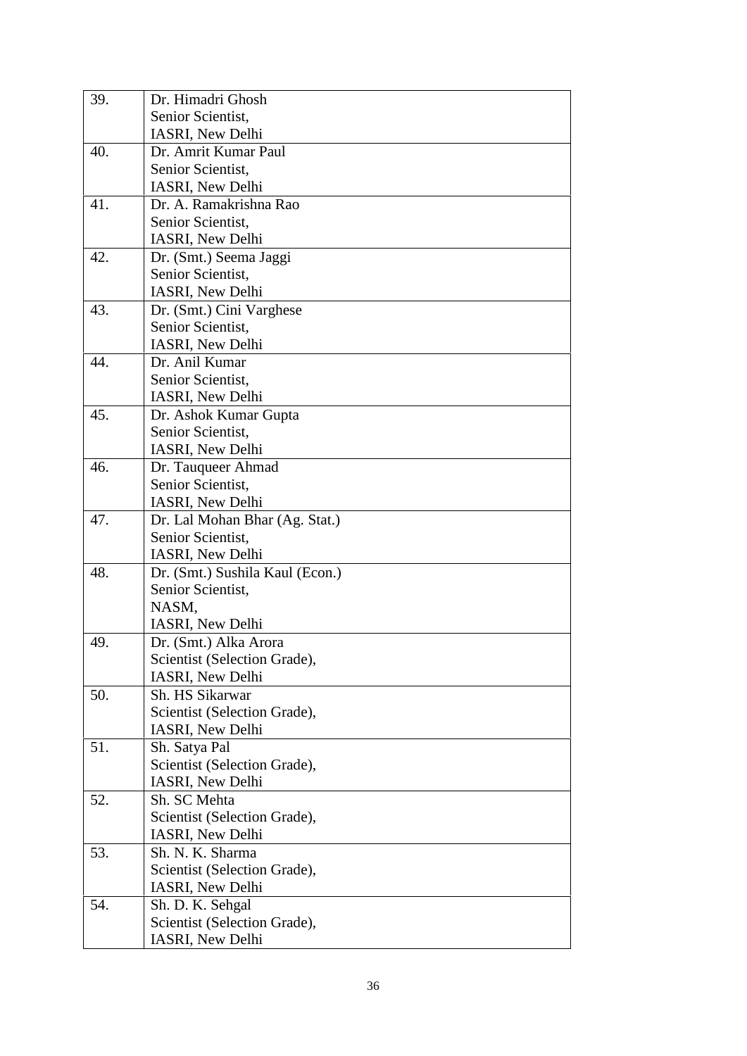| | |
|---|---|
| 39. | Dr. Himadri Ghosh<br>Senior Scientist,<br>IASRI, New Delhi |
| 40. | Dr. Amrit Kumar Paul<br>Senior Scientist,<br>IASRI, New Delhi |
| 41. | Dr. A. Ramakrishna Rao<br>Senior Scientist,<br>IASRI, New Delhi |
| 42. | Dr. (Smt.) Seema Jaggi<br>Senior Scientist,<br>IASRI, New Delhi |
| 43. | Dr. (Smt.) Cini Varghese<br>Senior Scientist,<br>IASRI, New Delhi |
| 44. | Dr. Anil Kumar<br>Senior Scientist,<br>IASRI, New Delhi |
| 45. | Dr. Ashok Kumar Gupta<br>Senior Scientist,<br>IASRI, New Delhi |
| 46. | Dr. Tauqueer Ahmad<br>Senior Scientist,<br>IASRI, New Delhi |
| 47. | Dr. Lal Mohan Bhar (Ag. Stat.)<br>Senior Scientist,<br>IASRI, New Delhi |
| 48. | Dr. (Smt.) Sushila Kaul (Econ.)<br>Senior Scientist,<br>NASM,<br>IASRI, New Delhi |
| 49. | Dr. (Smt.) Alka Arora<br>Scientist (Selection Grade),<br>IASRI, New Delhi |
| 50. | Sh. HS Sikarwar<br>Scientist (Selection Grade),<br>IASRI, New Delhi |
| 51. | Sh. Satya Pal<br>Scientist (Selection Grade),<br>IASRI, New Delhi |
| 52. | Sh. SC Mehta<br>Scientist (Selection Grade),<br>IASRI, New Delhi |
| 53. | Sh. N. K. Sharma<br>Scientist (Selection Grade),<br>IASRI, New Delhi |
| 54. | Sh. D. K. Sehgal<br>Scientist (Selection Grade),<br>IASRI, New Delhi |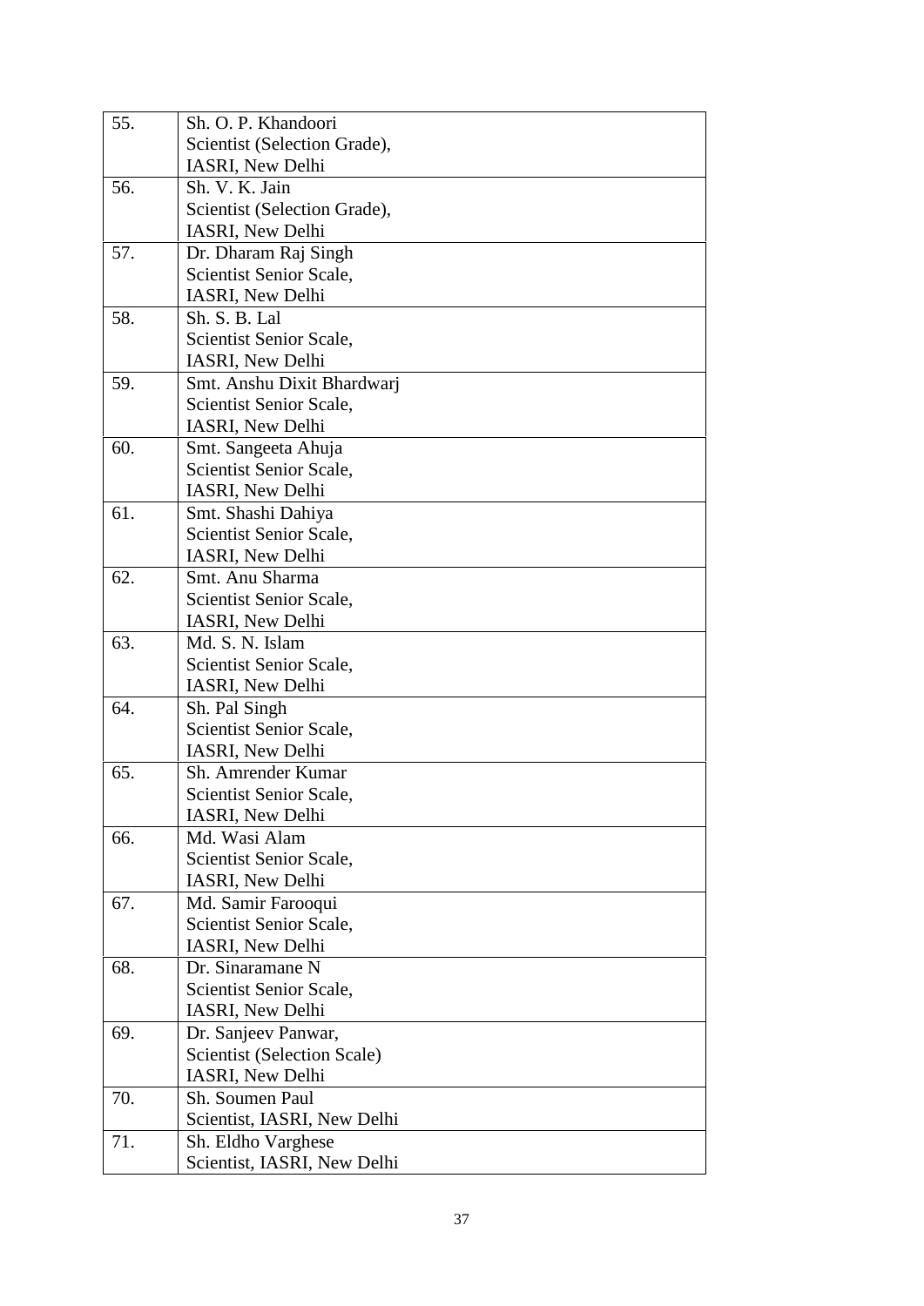| | |
|---|---|
| 55. | Sh. O. P. Khandoori<br>Scientist (Selection Grade),<br>IASRI, New Delhi |
| 56. | Sh. V. K. Jain<br>Scientist (Selection Grade),<br>IASRI, New Delhi |
| 57. | Dr. Dharam Raj Singh<br>Scientist Senior Scale,<br>IASRI, New Delhi |
| 58. | Sh. S. B. Lal<br>Scientist Senior Scale,<br>IASRI, New Delhi |
| 59. | Smt. Anshu Dixit Bhardwarj<br>Scientist Senior Scale,<br>IASRI, New Delhi |
| 60. | Smt. Sangeeta Ahuja<br>Scientist Senior Scale,<br>IASRI, New Delhi |
| 61. | Smt. Shashi Dahiya<br>Scientist Senior Scale,<br>IASRI, New Delhi |
| 62. | Smt. Anu Sharma<br>Scientist Senior Scale,<br>IASRI, New Delhi |
| 63. | Md. S. N. Islam<br>Scientist Senior Scale,<br>IASRI, New Delhi |
| 64. | Sh. Pal Singh<br>Scientist Senior Scale,<br>IASRI, New Delhi |
| 65. | Sh. Amrender Kumar<br>Scientist Senior Scale,<br>IASRI, New Delhi |
| 66. | Md. Wasi Alam<br>Scientist Senior Scale,<br>IASRI, New Delhi |
| 67. | Md. Samir Farooqui<br>Scientist Senior Scale,<br>IASRI, New Delhi |
| 68. | Dr. Sinaramane N<br>Scientist Senior Scale,<br>IASRI, New Delhi |
| 69. | Dr. Sanjeev Panwar,<br>Scientist (Selection Scale)<br>IASRI, New Delhi |
| 70. | Sh. Soumen Paul<br>Scientist, IASRI, New Delhi |
| 71. | Sh. Eldho Varghese<br>Scientist, IASRI, New Delhi |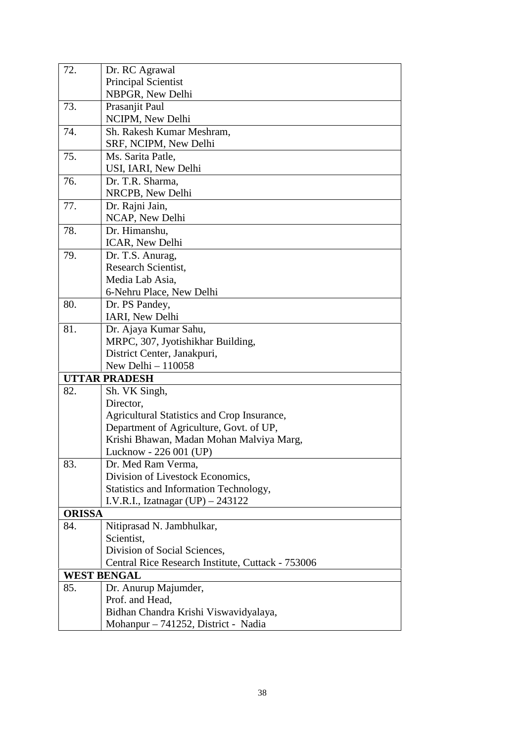| | |
|---|---|
| 72. | Dr. RC Agrawal<br>Principal Scientist<br>NBPGR, New Delhi |
| 73. | Prasanjit Paul<br>NCIPM, New Delhi |
| 74. | Sh. Rakesh Kumar Meshram,<br>SRF, NCIPM, New Delhi |
| 75. | Ms. Sarita Patle,<br>USI, IARI, New Delhi |
| 76. | Dr. T.R. Sharma,<br>NRCPB, New Delhi |
| 77. | Dr. Rajni Jain,<br>NCAP, New Delhi |
| 78. | Dr. Himanshu,<br>ICAR, New Delhi |
| 79. | Dr. T.S. Anurag,<br>Research Scientist,<br>Media Lab Asia,<br>6-Nehru Place, New Delhi |
| 80. | Dr. PS Pandey,<br>IARI, New Delhi |
| 81. | Dr. Ajaya Kumar Sahu,<br>MRPC, 307, Jyotishikhar Building,<br>District Center, Janakpuri,<br>New Delhi – 110058 |
| **UTTAR PRADESH** | |
| 82. | Sh. VK Singh,<br>Director,<br>Agricultural Statistics and Crop Insurance,<br>Department of Agriculture, Govt. of UP,<br>Krishi Bhawan, Madan Mohan Malviya Marg,<br>Lucknow - 226 001 (UP) |
| 83. | Dr. Med Ram Verma,<br>Division of Livestock Economics,<br>Statistics and Information Technology,<br>I.V.R.I., Izatnagar (UP) – 243122 |
| **ORISSA** | |
| 84. | Nitiprasad N. Jambhulkar,<br>Scientist,<br>Division of Social Sciences,<br>Central Rice Research Institute, Cuttack - 753006 |
| **WEST BENGAL** | |
| 85. | Dr. Anurup Majumder,<br>Prof. and Head,<br>Bidhan Chandra Krishi Viswavidyalaya,<br>Mohanpur – 741252, District - Nadia |